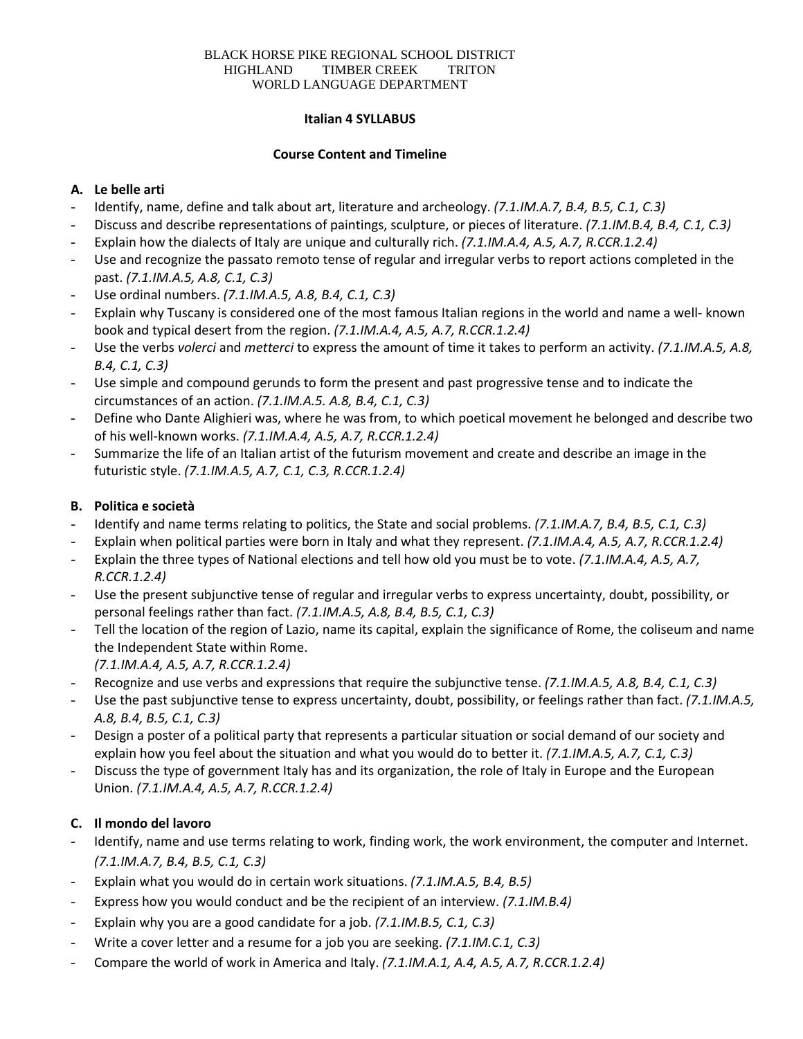BLACK HORSE PIKE REGIONAL SCHOOL DISTRICT
HIGHLAND TIMBER CREEK TRITON
WORLD LANGUAGE DEPARTMENT

# Italian 4 SYLLABUS

## Course Content and Timeline

### A. Le belle arti

- Identify, name, define and talk about art, literature and archeology. *(7.1.IM.A.7, B.4, B.5, C.1, C.3)*
- Discuss and describe representations of paintings, sculpture, or pieces of literature. *(7.1.IM.B.4, B.4, C.1, C.3)*
- Explain how the dialects of Italy are unique and culturally rich. *(7.1.IM.A.4, A.5, A.7, R.CCR.1.2.4)*
- Use and recognize the passato remoto tense of regular and irregular verbs to report actions completed in the past. *(7.1.IM.A.5, A.8, C.1, C.3)*
- Use ordinal numbers. *(7.1.IM.A.5, A.8, B.4, C.1, C.3)*
- Explain why Tuscany is considered one of the most famous Italian regions in the world and name a well- known book and typical desert from the region. *(7.1.IM.A.4, A.5, A.7, R.CCR.1.2.4)*
- Use the verbs *volerci* and *metterci* to express the amount of time it takes to perform an activity. *(7.1.IM.A.5, A.8, B.4, C.1, C.3)*
- Use simple and compound gerunds to form the present and past progressive tense and to indicate the circumstances of an action. *(7.1.IM.A.5. A.8, B.4, C.1, C.3)*
- Define who Dante Alighieri was, where he was from, to which poetical movement he belonged and describe two of his well-known works. *(7.1.IM.A.4, A.5, A.7, R.CCR.1.2.4)*
- Summarize the life of an Italian artist of the futurism movement and create and describe an image in the futuristic style. *(7.1.IM.A.5, A.7, C.1, C.3, R.CCR.1.2.4)*

### B. Politica e società

- Identify and name terms relating to politics, the State and social problems. *(7.1.IM.A.7, B.4, B.5, C.1, C.3)*
- Explain when political parties were born in Italy and what they represent. *(7.1.IM.A.4, A.5, A.7, R.CCR.1.2.4)*
- Explain the three types of National elections and tell how old you must be to vote. *(7.1.IM.A.4, A.5, A.7, R.CCR.1.2.4)*
- Use the present subjunctive tense of regular and irregular verbs to express uncertainty, doubt, possibility, or personal feelings rather than fact. *(7.1.IM.A.5, A.8, B.4, B.5, C.1, C.3)*
- Tell the location of the region of Lazio, name its capital, explain the significance of Rome, the coliseum and name the Independent State within Rome. *(7.1.IM.A.4, A.5, A.7, R.CCR.1.2.4)*
- Recognize and use verbs and expressions that require the subjunctive tense. *(7.1.IM.A.5, A.8, B.4, C.1, C.3)*
- Use the past subjunctive tense to express uncertainty, doubt, possibility, or feelings rather than fact. *(7.1.IM.A.5, A.8, B.4, B.5, C.1, C.3)*
- Design a poster of a political party that represents a particular situation or social demand of our society and explain how you feel about the situation and what you would do to better it. *(7.1.IM.A.5, A.7, C.1, C.3)*
- Discuss the type of government Italy has and its organization, the role of Italy in Europe and the European Union. *(7.1.IM.A.4, A.5, A.7, R.CCR.1.2.4)*

### C. Il mondo del lavoro

- Identify, name and use terms relating to work, finding work, the work environment, the computer and Internet. *(7.1.IM.A.7, B.4, B.5, C.1, C.3)*
- Explain what you would do in certain work situations. *(7.1.IM.A.5, B.4, B.5)*
- Express how you would conduct and be the recipient of an interview. *(7.1.IM.B.4)*
- Explain why you are a good candidate for a job. *(7.1.IM.B.5, C.1, C.3)*
- Write a cover letter and a resume for a job you are seeking. *(7.1.IM.C.1, C.3)*
- Compare the world of work in America and Italy. *(7.1.IM.A.1, A.4, A.5, A.7, R.CCR.1.2.4)*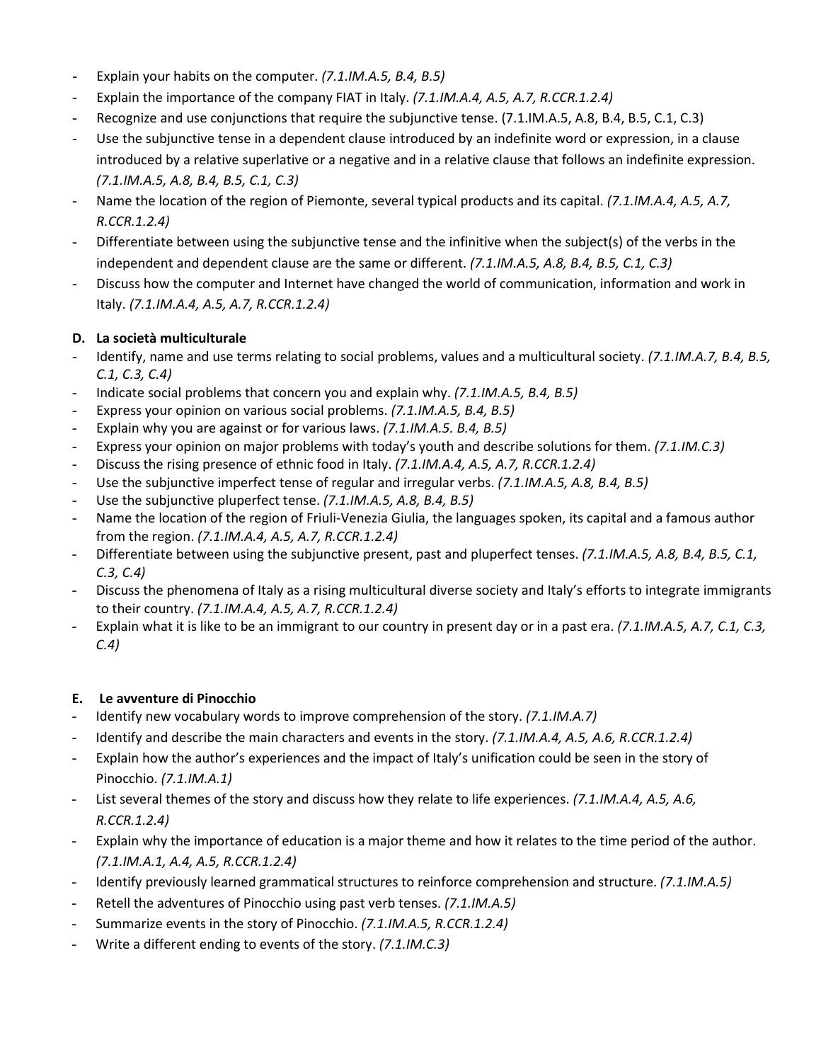- Explain your habits on the computer. *(7.1.IM.A.5, B.4, B.5)*
- Explain the importance of the company FIAT in Italy. *(7.1.IM.A.4, A.5, A.7, R.CCR.1.2.4)*
- Recognize and use conjunctions that require the subjunctive tense. (7.1.IM.A.5, A.8, B.4, B.5, C.1, C.3)
- Use the subjunctive tense in a dependent clause introduced by an indefinite word or expression, in a clause introduced by a relative superlative or a negative and in a relative clause that follows an indefinite expression. *(7.1.IM.A.5, A.8, B.4, B.5, C.1, C.3)*
- Name the location of the region of Piemonte, several typical products and its capital. *(7.1.IM.A.4, A.5, A.7, R.CCR.1.2.4)*
- Differentiate between using the subjunctive tense and the infinitive when the subject(s) of the verbs in the independent and dependent clause are the same or different. *(7.1.IM.A.5, A.8, B.4, B.5, C.1, C.3)*
- Discuss how the computer and Internet have changed the world of communication, information and work in Italy. *(7.1.IM.A.4, A.5, A.7, R.CCR.1.2.4)*

**D. La società multiculturale**

- Identify, name and use terms relating to social problems, values and a multicultural society. *(7.1.IM.A.7, B.4, B.5, C.1, C.3, C.4)*
- Indicate social problems that concern you and explain why. *(7.1.IM.A.5, B.4, B.5)*
- Express your opinion on various social problems. *(7.1.IM.A.5, B.4, B.5)*
- Explain why you are against or for various laws. *(7.1.IM.A.5. B.4, B.5)*
- Express your opinion on major problems with today's youth and describe solutions for them. *(7.1.IM.C.3)*
- Discuss the rising presence of ethnic food in Italy. *(7.1.IM.A.4, A.5, A.7, R.CCR.1.2.4)*
- Use the subjunctive imperfect tense of regular and irregular verbs. *(7.1.IM.A.5, A.8, B.4, B.5)*
- Use the subjunctive pluperfect tense. *(7.1.IM.A.5, A.8, B.4, B.5)*
- Name the location of the region of Friuli-Venezia Giulia, the languages spoken, its capital and a famous author from the region. *(7.1.IM.A.4, A.5, A.7, R.CCR.1.2.4)*
- Differentiate between using the subjunctive present, past and pluperfect tenses. *(7.1.IM.A.5, A.8, B.4, B.5, C.1, C.3, C.4)*
- Discuss the phenomena of Italy as a rising multicultural diverse society and Italy's efforts to integrate immigrants to their country. *(7.1.IM.A.4, A.5, A.7, R.CCR.1.2.4)*
- Explain what it is like to be an immigrant to our country in present day or in a past era. *(7.1.IM.A.5, A.7, C.1, C.3, C.4)*

**E. Le avventure di Pinocchio**

- Identify new vocabulary words to improve comprehension of the story. *(7.1.IM.A.7)*
- Identify and describe the main characters and events in the story. *(7.1.IM.A.4, A.5, A.6, R.CCR.1.2.4)*
- Explain how the author's experiences and the impact of Italy's unification could be seen in the story of Pinocchio. *(7.1.IM.A.1)*
- List several themes of the story and discuss how they relate to life experiences. *(7.1.IM.A.4, A.5, A.6, R.CCR.1.2.4)*
- Explain why the importance of education is a major theme and how it relates to the time period of the author. *(7.1.IM.A.1, A.4, A.5, R.CCR.1.2.4)*
- Identify previously learned grammatical structures to reinforce comprehension and structure. *(7.1.IM.A.5)*
- Retell the adventures of Pinocchio using past verb tenses. *(7.1.IM.A.5)*
- Summarize events in the story of Pinocchio. *(7.1.IM.A.5, R.CCR.1.2.4)*
- Write a different ending to events of the story. *(7.1.IM.C.3)*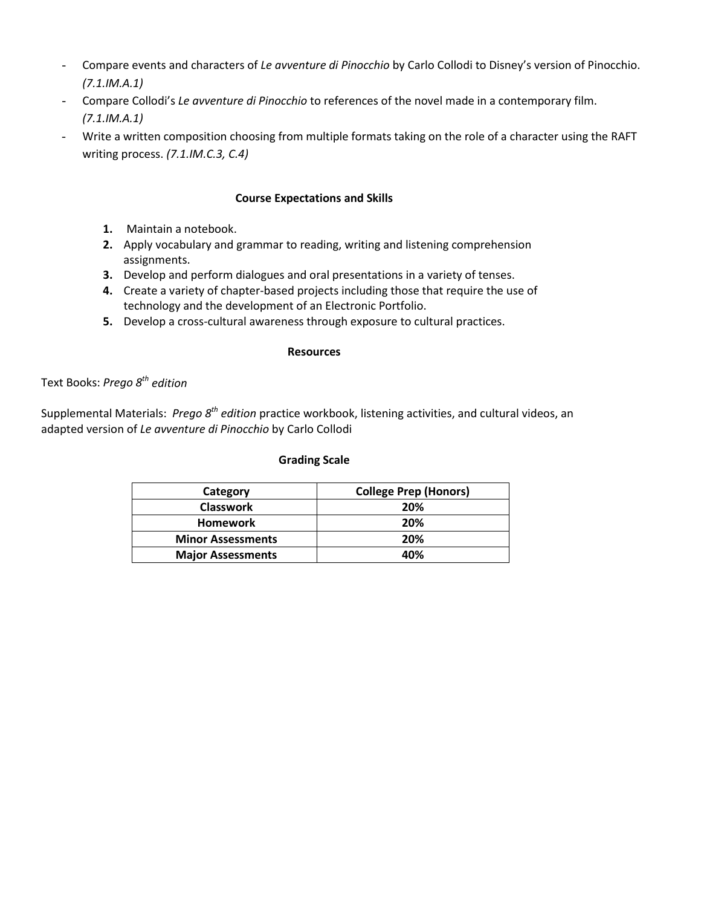- Compare events and characters of *Le avventure di Pinocchio* by Carlo Collodi to Disney's version of Pinocchio. *(7.1.IM.A.1)*
- Compare Collodi's *Le avventure di Pinocchio* to references of the novel made in a contemporary film. *(7.1.IM.A.1)*
- Write a written composition choosing from multiple formats taking on the role of a character using the RAFT writing process. *(7.1.IM.C.3, C.4)*

### Course Expectations and Skills

1. Maintain a notebook.
2. Apply vocabulary and grammar to reading, writing and listening comprehension assignments.
3. Develop and perform dialogues and oral presentations in a variety of tenses.
4. Create a variety of chapter-based projects including those that require the use of technology and the development of an Electronic Portfolio.
5. Develop a cross-cultural awareness through exposure to cultural practices.

### Resources

Text Books: *Prego 8th edition*

Supplemental Materials: *Prego 8th edition* practice workbook, listening activities, and cultural videos, an adapted version of *Le avventure di Pinocchio* by Carlo Collodi

### Grading Scale

| Category | College Prep (Honors) |
| --- | --- |
| **Classwork** | **20%** |
| **Homework** | **20%** |
| **Minor Assessments** | **20%** |
| **Major Assessments** | **40%** |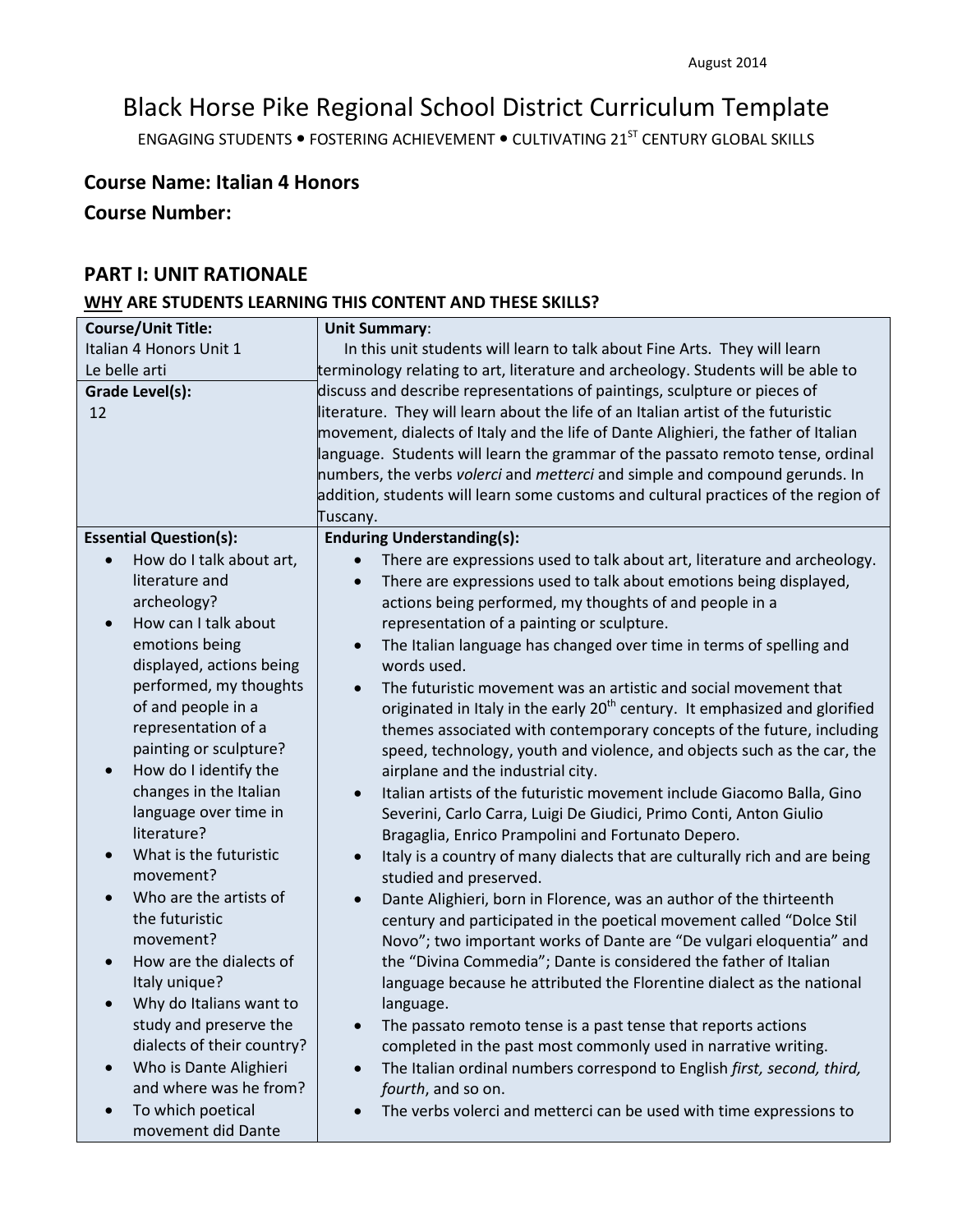August 2014

# Black Horse Pike Regional School District Curriculum Template

ENGAGING STUDENTS • FOSTERING ACHIEVEMENT • CULTIVATING 21ST CENTURY GLOBAL SKILLS

## Course Name: Italian 4 Honors

## Course Number:

## PART I: UNIT RATIONALE

### WHY ARE STUDENTS LEARNING THIS CONTENT AND THESE SKILLS?

| Course/Unit Title: | Unit Summary: |
|---|---|
| Italian 4 Honors Unit 1<br>Le belle arti<br><br>**Grade Level(s):**<br>12 | In this unit students will learn to talk about Fine Arts. They will learn terminology relating to art, literature and archeology. Students will be able to discuss and describe representations of paintings, sculpture or pieces of literature. They will learn about the life of an Italian artist of the futuristic movement, dialects of Italy and the life of Dante Alighieri, the father of Italian language. Students will learn the grammar of the passato remoto tense, ordinal numbers, the verbs *volerci* and *metterci* and simple and compound gerunds. In addition, students will learn some customs and cultural practices of the region of Tuscany. |
| **Essential Question(s):** | **Enduring Understanding(s):** |
| • How do I talk about art, literature and archeology?<br>• How can I talk about emotions being displayed, actions being performed, my thoughts of and people in a representation of a painting or sculpture?<br>• How do I identify the changes in the Italian language over time in literature?<br>• What is the futuristic movement?<br>• Who are the artists of the futuristic movement?<br>• How are the dialects of Italy unique?<br>• Why do Italians want to study and preserve the dialects of their country?<br>• Who is Dante Alighieri and where was he from?<br>• To which poetical movement did Dante | • There are expressions used to talk about art, literature and archeology.<br>• There are expressions used to talk about emotions being displayed, actions being performed, my thoughts of and people in a representation of a painting or sculpture.<br>• The Italian language has changed over time in terms of spelling and words used.<br>• The futuristic movement was an artistic and social movement that originated in Italy in the early 20th century. It emphasized and glorified themes associated with contemporary concepts of the future, including speed, technology, youth and violence, and objects such as the car, the airplane and the industrial city.<br>• Italian artists of the futuristic movement include Giacomo Balla, Gino Severini, Carlo Carra, Luigi De Giudici, Primo Conti, Anton Giulio Bragaglia, Enrico Prampolini and Fortunato Depero.<br>• Italy is a country of many dialects that are culturally rich and are being studied and preserved.<br>• Dante Alighieri, born in Florence, was an author of the thirteenth century and participated in the poetical movement called "Dolce Stil Novo"; two important works of Dante are "De vulgari eloquentia" and the "Divina Commedia"; Dante is considered the father of Italian language because he attributed the Florentine dialect as the national language.<br>• The passato remoto tense is a past tense that reports actions completed in the past most commonly used in narrative writing.<br>• The Italian ordinal numbers correspond to English *first, second, third, fourth*, and so on.<br>• The verbs volerci and metterci can be used with time expressions to |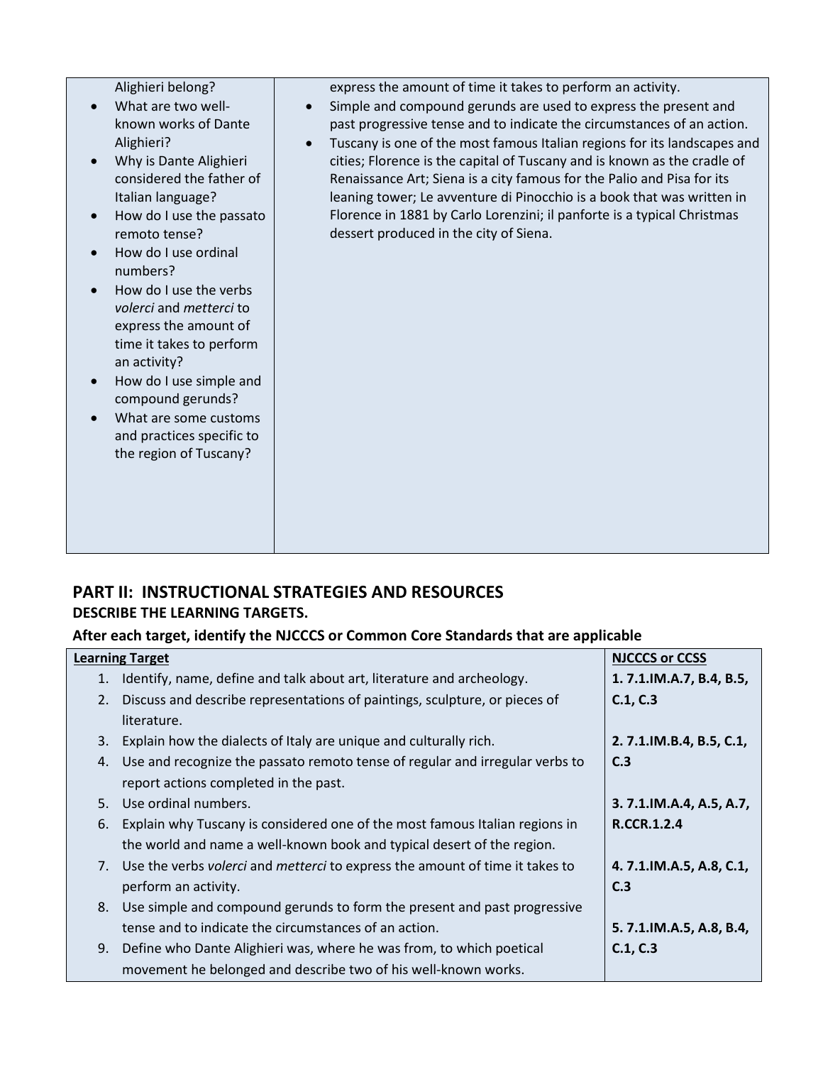| | |
|---|---|
| Alighieri belong?<br>• What are two well-known works of Dante Alighieri?<br>• Why is Dante Alighieri considered the father of Italian language?<br>• How do I use the passato remoto tense?<br>• How do I use ordinal numbers?<br>• How do I use the verbs *volerci* and *metterci* to express the amount of time it takes to perform an activity?<br>• How do I use simple and compound gerunds?<br>• What are some customs and practices specific to the region of Tuscany? | express the amount of time it takes to perform an activity.<br>• Simple and compound gerunds are used to express the present and past progressive tense and to indicate the circumstances of an action.<br>• Tuscany is one of the most famous Italian regions for its landscapes and cities; Florence is the capital of Tuscany and is known as the cradle of Renaissance Art; Siena is a city famous for the Palio and Pisa for its leaning tower; Le avventure di Pinocchio is a book that was written in Florence in 1881 by Carlo Lorenzini; il panforte is a typical Christmas dessert produced in the city of Siena. |

## PART II: INSTRUCTIONAL STRATEGIES AND RESOURCES

### DESCRIBE THE LEARNING TARGETS.

### After each target, identify the NJCCCS or Common Core Standards that are applicable

| Learning Target | NJCCCS or CCSS |
|---|---|
| 1. Identify, name, define and talk about art, literature and archeology.<br>2. Discuss and describe representations of paintings, sculpture, or pieces of literature.<br>3. Explain how the dialects of Italy are unique and culturally rich.<br>4. Use and recognize the passato remoto tense of regular and irregular verbs to report actions completed in the past.<br>5. Use ordinal numbers.<br>6. Explain why Tuscany is considered one of the most famous Italian regions in the world and name a well-known book and typical desert of the region.<br>7. Use the verbs *volerci* and *metterci* to express the amount of time it takes to perform an activity.<br>8. Use simple and compound gerunds to form the present and past progressive tense and to indicate the circumstances of an action.<br>9. Define who Dante Alighieri was, where he was from, to which poetical movement he belonged and describe two of his well-known works. | **1. 7.1.IM.A.7, B.4, B.5, C.1, C.3**<br>**2. 7.1.IM.B.4, B.5, C.1, C.3**<br>**3. 7.1.IM.A.4, A.5, A.7, R.CCR.1.2.4**<br>**4. 7.1.IM.A.5, A.8, C.1, C.3**<br>**5. 7.1.IM.A.5, A.8, B.4, C.1, C.3** |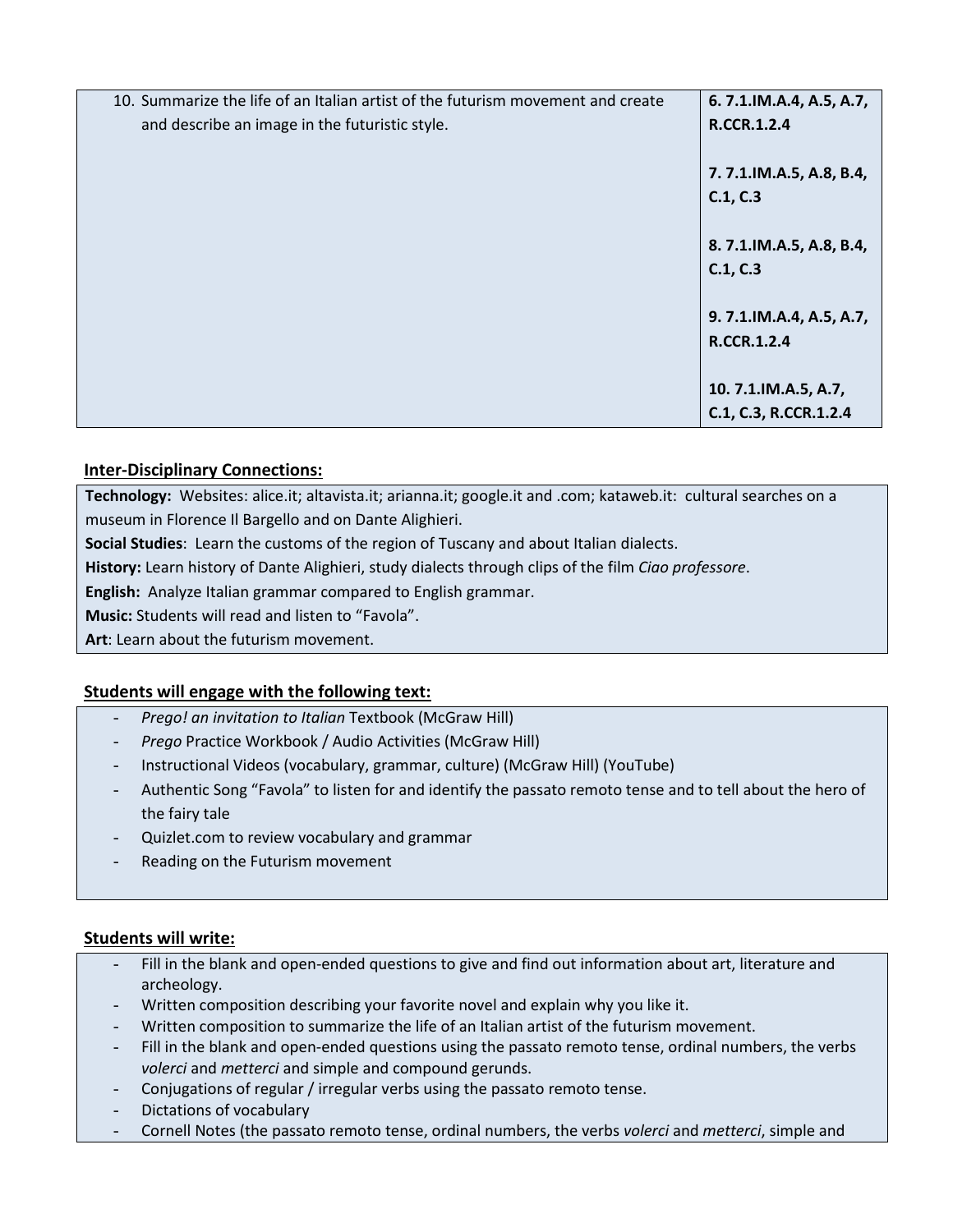| | |
|---|---|
| 10. Summarize the life of an Italian artist of the futurism movement and create and describe an image in the futuristic style. | **6. 7.1.IM.A.4, A.5, A.7, R.CCR.1.2.4**<br><br>**7. 7.1.IM.A.5, A.8, B.4, C.1, C.3**<br><br>**8. 7.1.IM.A.5, A.8, B.4, C.1, C.3**<br><br>**9. 7.1.IM.A.4, A.5, A.7, R.CCR.1.2.4**<br><br>**10. 7.1.IM.A.5, A.7, C.1, C.3, R.CCR.1.2.4** |

## Inter-Disciplinary Connections:

**Technology:** Websites: alice.it; altavista.it; arianna.it; google.it and .com; kataweb.it: cultural searches on a museum in Florence Il Bargello and on Dante Alighieri.
**Social Studies**: Learn the customs of the region of Tuscany and about Italian dialects.
**History:** Learn history of Dante Alighieri, study dialects through clips of the film *Ciao professore*.
**English:** Analyze Italian grammar compared to English grammar.
**Music:** Students will read and listen to "Favola".
**Art**: Learn about the futurism movement.

## Students will engage with the following text:

- *Prego! an invitation to Italian* Textbook (McGraw Hill)
- *Prego* Practice Workbook / Audio Activities (McGraw Hill)
- Instructional Videos (vocabulary, grammar, culture) (McGraw Hill) (YouTube)
- Authentic Song "Favola" to listen for and identify the passato remoto tense and to tell about the hero of the fairy tale
- Quizlet.com to review vocabulary and grammar
- Reading on the Futurism movement

## Students will write:

- Fill in the blank and open-ended questions to give and find out information about art, literature and archeology.
- Written composition describing your favorite novel and explain why you like it.
- Written composition to summarize the life of an Italian artist of the futurism movement.
- Fill in the blank and open-ended questions using the passato remoto tense, ordinal numbers, the verbs *volerci* and *metterci* and simple and compound gerunds.
- Conjugations of regular / irregular verbs using the passato remoto tense.
- Dictations of vocabulary
- Cornell Notes (the passato remoto tense, ordinal numbers, the verbs *volerci* and *metterci*, simple and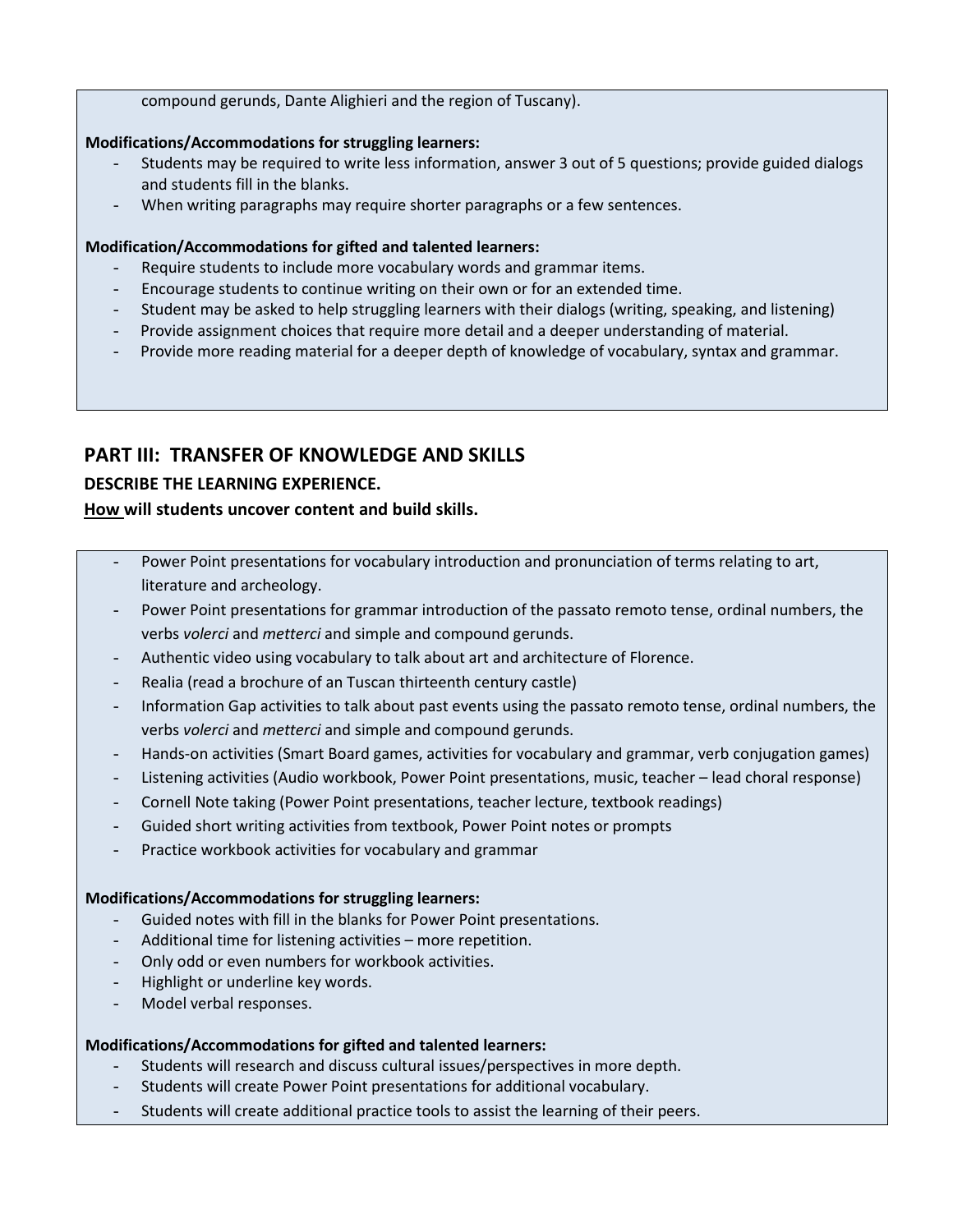compound gerunds, Dante Alighieri and the region of Tuscany).

**Modifications/Accommodations for struggling learners:**

- Students may be required to write less information, answer 3 out of 5 questions; provide guided dialogs and students fill in the blanks.
- When writing paragraphs may require shorter paragraphs or a few sentences.

**Modification/Accommodations for gifted and talented learners:**

- Require students to include more vocabulary words and grammar items.
- Encourage students to continue writing on their own or for an extended time.
- Student may be asked to help struggling learners with their dialogs (writing, speaking, and listening)
- Provide assignment choices that require more detail and a deeper understanding of material.
- Provide more reading material for a deeper depth of knowledge of vocabulary, syntax and grammar.

## PART III: TRANSFER OF KNOWLEDGE AND SKILLS

### DESCRIBE THE LEARNING EXPERIENCE.

### <u>How</u> will students uncover content and build skills.

- Power Point presentations for vocabulary introduction and pronunciation of terms relating to art, literature and archeology.
- Power Point presentations for grammar introduction of the passato remoto tense, ordinal numbers, the verbs *volerci* and *metterci* and simple and compound gerunds.
- Authentic video using vocabulary to talk about art and architecture of Florence.
- Realia (read a brochure of an Tuscan thirteenth century castle)
- Information Gap activities to talk about past events using the passato remoto tense, ordinal numbers, the verbs *volerci* and *metterci* and simple and compound gerunds.
- Hands-on activities (Smart Board games, activities for vocabulary and grammar, verb conjugation games)
- Listening activities (Audio workbook, Power Point presentations, music, teacher – lead choral response)
- Cornell Note taking (Power Point presentations, teacher lecture, textbook readings)
- Guided short writing activities from textbook, Power Point notes or prompts
- Practice workbook activities for vocabulary and grammar

**Modifications/Accommodations for struggling learners:**

- Guided notes with fill in the blanks for Power Point presentations.
- Additional time for listening activities – more repetition.
- Only odd or even numbers for workbook activities.
- Highlight or underline key words.
- Model verbal responses.

**Modifications/Accommodations for gifted and talented learners:**

- Students will research and discuss cultural issues/perspectives in more depth.
- Students will create Power Point presentations for additional vocabulary.
- Students will create additional practice tools to assist the learning of their peers.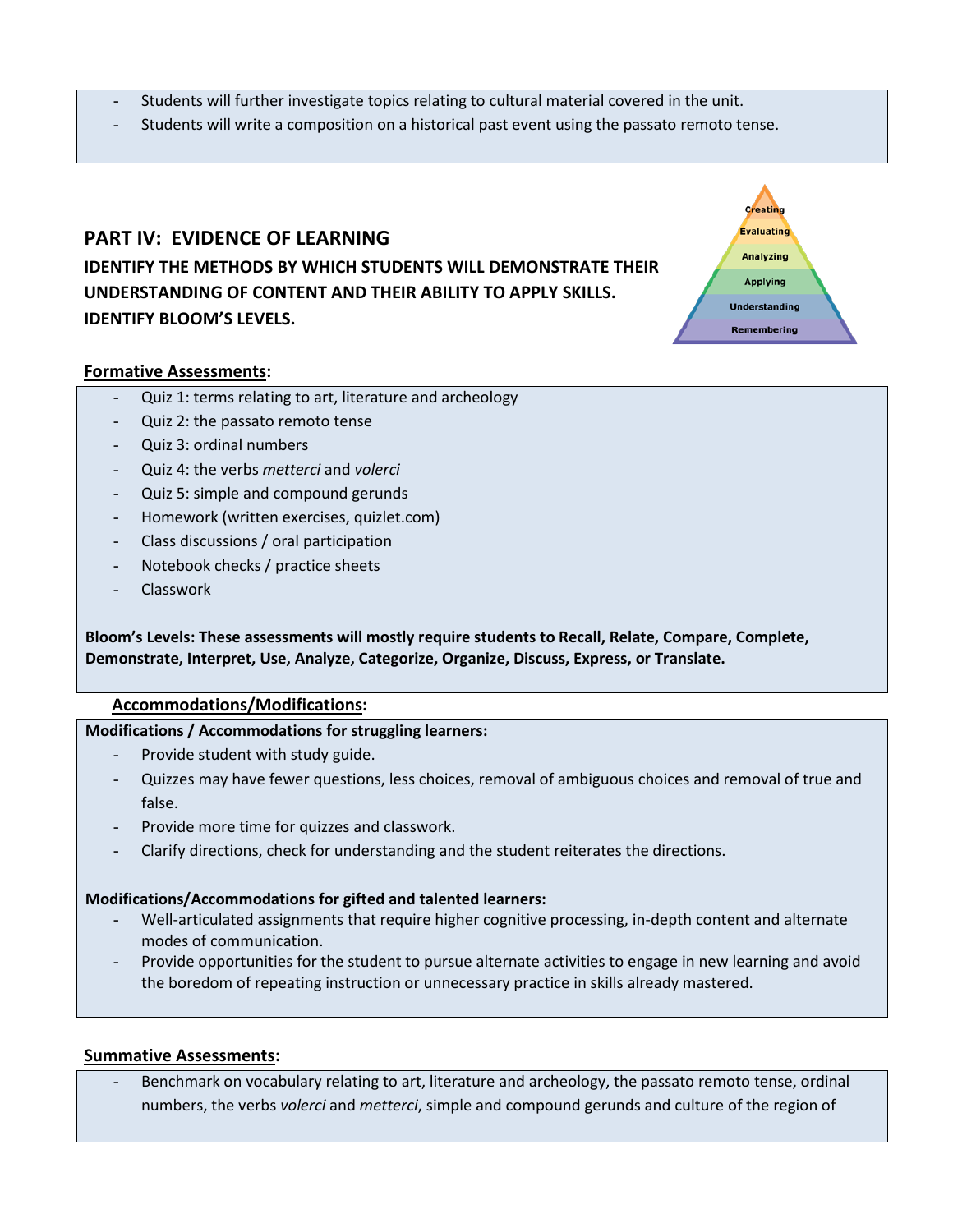- Students will further investigate topics relating to cultural material covered in the unit.
- Students will write a composition on a historical past event using the passato remoto tense.

## PART IV: EVIDENCE OF LEARNING

**IDENTIFY THE METHODS BY WHICH STUDENTS WILL DEMONSTRATE THEIR UNDERSTANDING OF CONTENT AND THEIR ABILITY TO APPLY SKILLS. IDENTIFY BLOOM'S LEVELS.**

Creating
Evaluating
Analyzing
Applying
Understanding
Remembering

**Formative Assessments:**

- Quiz 1: terms relating to art, literature and archeology
- Quiz 2: the passato remoto tense
- Quiz 3: ordinal numbers
- Quiz 4: the verbs *metterci* and *volerci*
- Quiz 5: simple and compound gerunds
- Homework (written exercises, quizlet.com)
- Class discussions / oral participation
- Notebook checks / practice sheets
- Classwork

**Bloom's Levels: These assessments will mostly require students to Recall, Relate, Compare, Complete, Demonstrate, Interpret, Use, Analyze, Categorize, Organize, Discuss, Express, or Translate.**

**Accommodations/Modifications:**

**Modifications / Accommodations for struggling learners:**

- Provide student with study guide.
- Quizzes may have fewer questions, less choices, removal of ambiguous choices and removal of true and false.
- Provide more time for quizzes and classwork.
- Clarify directions, check for understanding and the student reiterates the directions.

**Modifications/Accommodations for gifted and talented learners:**

- Well-articulated assignments that require higher cognitive processing, in-depth content and alternate modes of communication.
- Provide opportunities for the student to pursue alternate activities to engage in new learning and avoid the boredom of repeating instruction or unnecessary practice in skills already mastered.

**Summative Assessments:**

- Benchmark on vocabulary relating to art, literature and archeology, the passato remoto tense, ordinal numbers, the verbs *volerci* and *metterci*, simple and compound gerunds and culture of the region of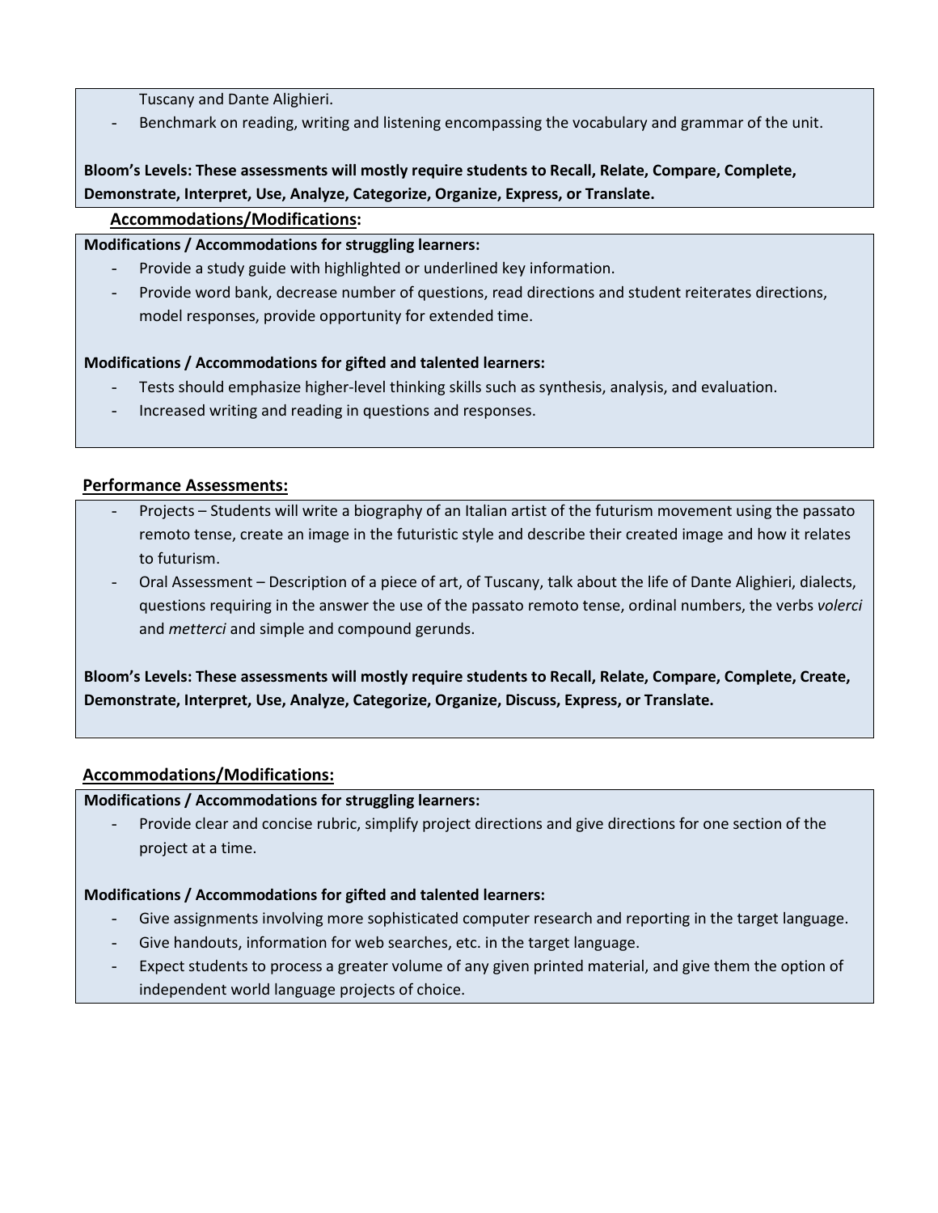Tuscany and Dante Alighieri.

- Benchmark on reading, writing and listening encompassing the vocabulary and grammar of the unit.

**Bloom's Levels: These assessments will mostly require students to Recall, Relate, Compare, Complete, Demonstrate, Interpret, Use, Analyze, Categorize, Organize, Express, or Translate.**

**Accommodations/Modifications:**

**Modifications / Accommodations for struggling learners:**

- Provide a study guide with highlighted or underlined key information.
- Provide word bank, decrease number of questions, read directions and student reiterates directions, model responses, provide opportunity for extended time.

**Modifications / Accommodations for gifted and talented learners:**

- Tests should emphasize higher-level thinking skills such as synthesis, analysis, and evaluation.
- Increased writing and reading in questions and responses.

**Performance Assessments:**

- Projects – Students will write a biography of an Italian artist of the futurism movement using the passato remoto tense, create an image in the futuristic style and describe their created image and how it relates to futurism.
- Oral Assessment – Description of a piece of art, of Tuscany, talk about the life of Dante Alighieri, dialects, questions requiring in the answer the use of the passato remoto tense, ordinal numbers, the verbs *volerci* and *metterci* and simple and compound gerunds.

**Bloom's Levels: These assessments will mostly require students to Recall, Relate, Compare, Complete, Create, Demonstrate, Interpret, Use, Analyze, Categorize, Organize, Discuss, Express, or Translate.**

**Accommodations/Modifications:**

**Modifications / Accommodations for struggling learners:**

- Provide clear and concise rubric, simplify project directions and give directions for one section of the project at a time.

**Modifications / Accommodations for gifted and talented learners:**

- Give assignments involving more sophisticated computer research and reporting in the target language.
- Give handouts, information for web searches, etc. in the target language.
- Expect students to process a greater volume of any given printed material, and give them the option of independent world language projects of choice.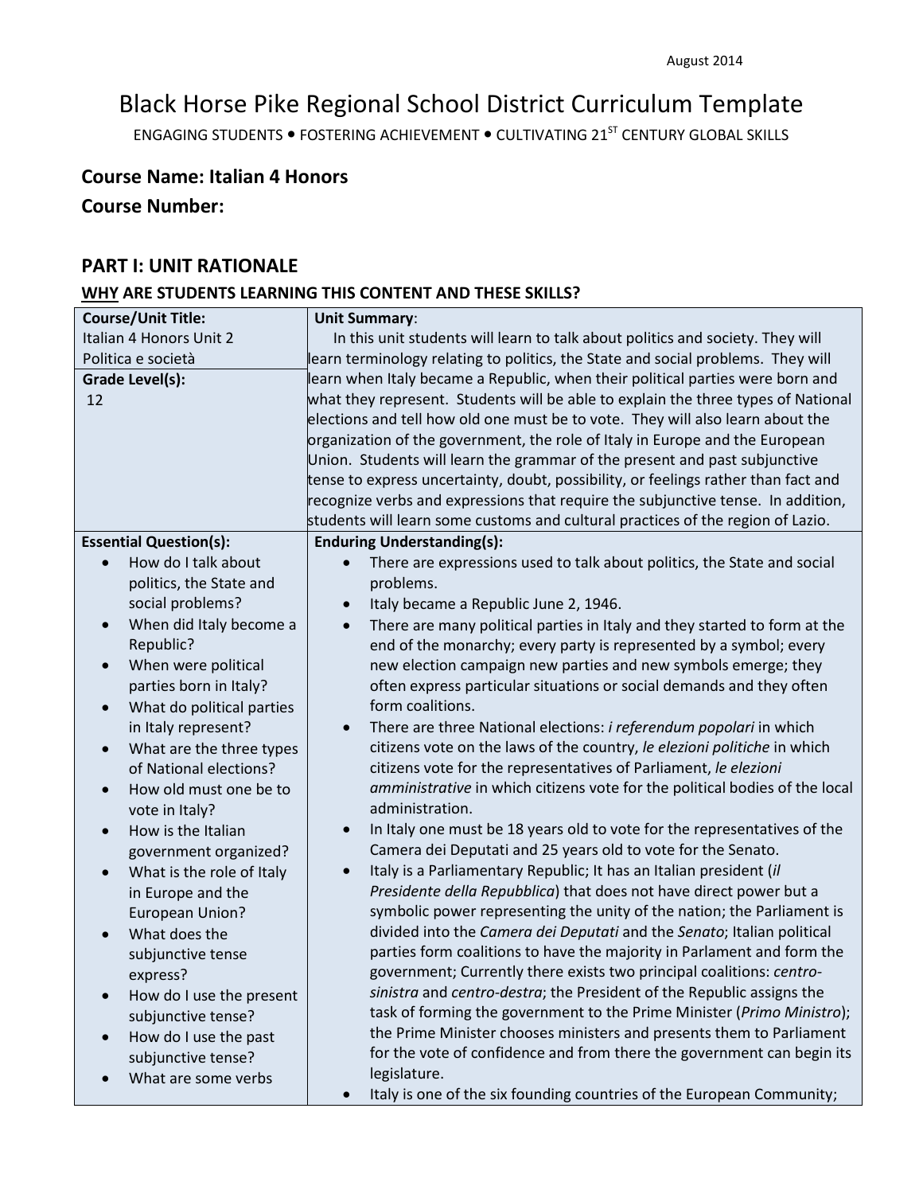August 2014

# Black Horse Pike Regional School District Curriculum Template

ENGAGING STUDENTS • FOSTERING ACHIEVEMENT • CULTIVATING 21ST CENTURY GLOBAL SKILLS

## Course Name: Italian 4 Honors

## Course Number:

## PART I: UNIT RATIONALE

### WHY ARE STUDENTS LEARNING THIS CONTENT AND THESE SKILLS?

| Course/Unit Title: | Unit Summary: |
|---|---|
| Italian 4 Honors Unit 2<br>Politica e società | In this unit students will learn to talk about politics and society. They will learn terminology relating to politics, the State and social problems. They will learn when Italy became a Republic, when their political parties were born and what they represent. Students will be able to explain the three types of National elections and tell how old one must be to vote. They will also learn about the organization of the government, the role of Italy in Europe and the European Union. Students will learn the grammar of the present and past subjunctive tense to express uncertainty, doubt, possibility, or feelings rather than fact and recognize verbs and expressions that require the subjunctive tense. In addition, students will learn some customs and cultural practices of the region of Lazio. |
| **Grade Level(s):**<br>12 | |
| **Essential Question(s):** | **Enduring Understanding(s):** |
| • How do I talk about politics, the State and social problems?<br>• When did Italy become a Republic?<br>• When were political parties born in Italy?<br>• What do political parties in Italy represent?<br>• What are the three types of National elections?<br>• How old must one be to vote in Italy?<br>• How is the Italian government organized?<br>• What is the role of Italy in Europe and the European Union?<br>• What does the subjunctive tense express?<br>• How do I use the present subjunctive tense?<br>• How do I use the past subjunctive tense?<br>• What are some verbs | • There are expressions used to talk about politics, the State and social problems.<br>• Italy became a Republic June 2, 1946.<br>• There are many political parties in Italy and they started to form at the end of the monarchy; every party is represented by a symbol; every new election campaign new parties and new symbols emerge; they often express particular situations or social demands and they often form coalitions.<br>• There are three National elections: *i referendum popolari* in which citizens vote on the laws of the country, *le elezioni politiche* in which citizens vote for the representatives of Parliament, *le elezioni amministrative* in which citizens vote for the political bodies of the local administration.<br>• In Italy one must be 18 years old to vote for the representatives of the Camera dei Deputati and 25 years old to vote for the Senato.<br>• Italy is a Parliamentary Republic; It has an Italian president (*il Presidente della Repubblica*) that does not have direct power but a symbolic power representing the unity of the nation; the Parliament is divided into the *Camera dei Deputati* and the *Senato*; Italian political parties form coalitions to have the majority in Parlament and form the government; Currently there exists two principal coalitions: *centro-sinistra* and *centro-destra*; the President of the Republic assigns the task of forming the government to the Prime Minister (*Primo Ministro*); the Prime Minister chooses ministers and presents them to Parliament for the vote of confidence and from there the government can begin its legislature.<br>• Italy is one of the six founding countries of the European Community; |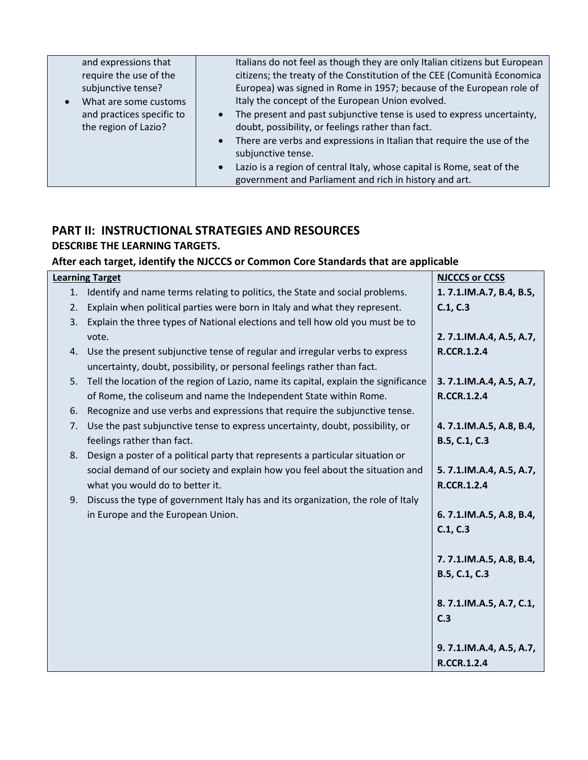| | |
|---|---|
| and expressions that require the use of the subjunctive tense?<br>• What are some customs and practices specific to the region of Lazio? | Italians do not feel as though they are only Italian citizens but European citizens; the treaty of the Constitution of the CEE (Comunità Economica Europea) was signed in Rome in 1957; because of the European role of Italy the concept of the European Union evolved.<br>• The present and past subjunctive tense is used to express uncertainty, doubt, possibility, or feelings rather than fact.<br>• There are verbs and expressions in Italian that require the use of the subjunctive tense.<br>• Lazio is a region of central Italy, whose capital is Rome, seat of the government and Parliament and rich in history and art. |

## PART II: INSTRUCTIONAL STRATEGIES AND RESOURCES

### DESCRIBE THE LEARNING TARGETS.

### After each target, identify the NJCCCS or Common Core Standards that are applicable

| Learning Target | NJCCCS or CCSS |
|---|---|
| 1. Identify and name terms relating to politics, the State and social problems. | **1. 7.1.IM.A.7, B.4, B.5, C.1, C.3** |
| 2. Explain when political parties were born in Italy and what they represent. | **2. 7.1.IM.A.4, A.5, A.7, R.CCR.1.2.4** |
| 3. Explain the three types of National elections and tell how old you must be to vote. | **3. 7.1.IM.A.4, A.5, A.7, R.CCR.1.2.4** |
| 4. Use the present subjunctive tense of regular and irregular verbs to express uncertainty, doubt, possibility, or personal feelings rather than fact. | **4. 7.1.IM.A.5, A.8, B.4, B.5, C.1, C.3** |
| 5. Tell the location of the region of Lazio, name its capital, explain the significance of Rome, the coliseum and name the Independent State within Rome. | **5. 7.1.IM.A.4, A.5, A.7, R.CCR.1.2.4** |
| 6. Recognize and use verbs and expressions that require the subjunctive tense. | **6. 7.1.IM.A.5, A.8, B.4, C.1, C.3** |
| 7. Use the past subjunctive tense to express uncertainty, doubt, possibility, or feelings rather than fact. | **7. 7.1.IM.A.5, A.8, B.4, B.5, C.1, C.3** |
| 8. Design a poster of a political party that represents a particular situation or social demand of our society and explain how you feel about the situation and what you would do to better it. | **8. 7.1.IM.A.5, A.7, C.1, C.3** |
| 9. Discuss the type of government Italy has and its organization, the role of Italy in Europe and the European Union. | **9. 7.1.IM.A.4, A.5, A.7, R.CCR.1.2.4** |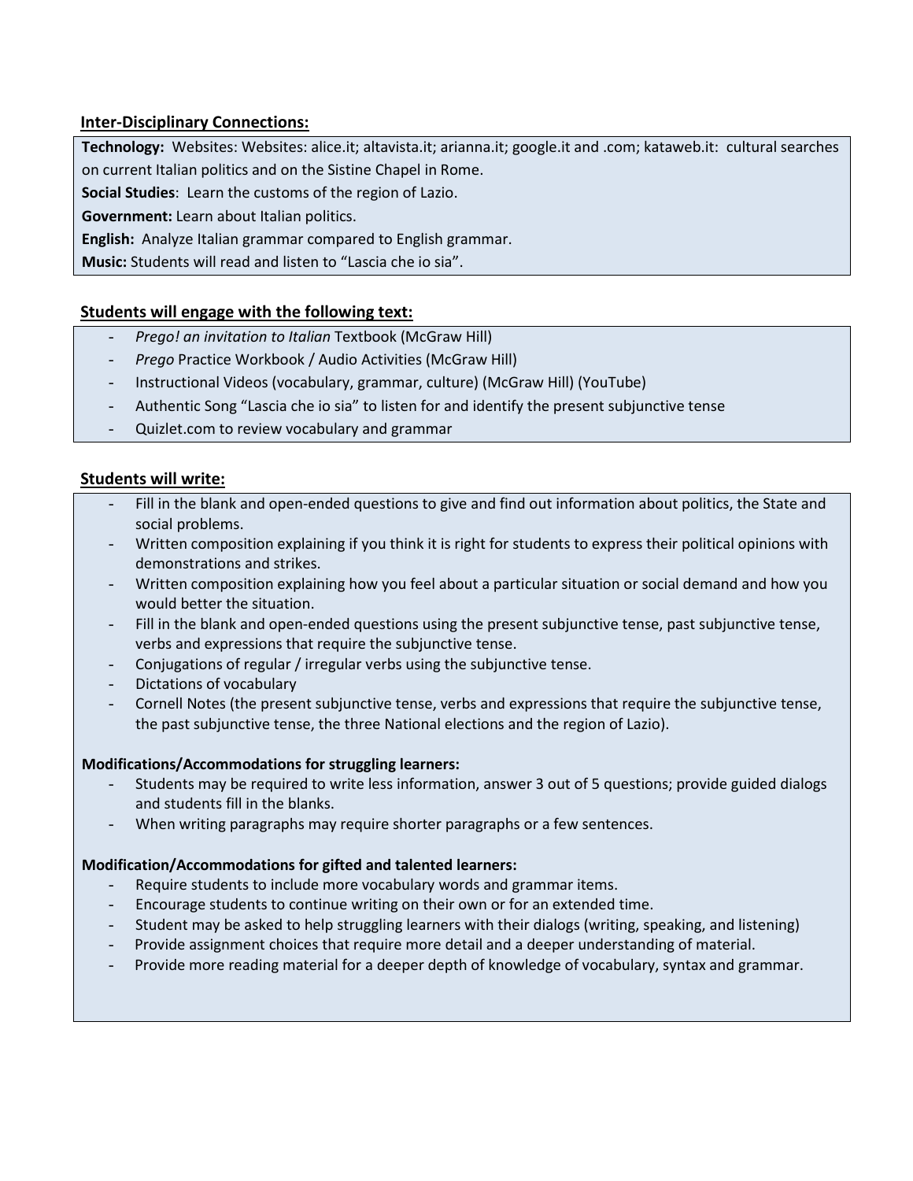**Inter-Disciplinary Connections:**

**Technology:** Websites: Websites: alice.it; altavista.it; arianna.it; google.it and .com; kataweb.it: cultural searches on current Italian politics and on the Sistine Chapel in Rome.

**Social Studies**: Learn the customs of the region of Lazio.

**Government:** Learn about Italian politics.

**English:** Analyze Italian grammar compared to English grammar.

**Music:** Students will read and listen to "Lascia che io sia".

**Students will engage with the following text:**

- *Prego! an invitation to Italian* Textbook (McGraw Hill)
- *Prego* Practice Workbook / Audio Activities (McGraw Hill)
- Instructional Videos (vocabulary, grammar, culture) (McGraw Hill) (YouTube)
- Authentic Song "Lascia che io sia" to listen for and identify the present subjunctive tense
- Quizlet.com to review vocabulary and grammar

**Students will write:**

- Fill in the blank and open-ended questions to give and find out information about politics, the State and social problems.
- Written composition explaining if you think it is right for students to express their political opinions with demonstrations and strikes.
- Written composition explaining how you feel about a particular situation or social demand and how you would better the situation.
- Fill in the blank and open-ended questions using the present subjunctive tense, past subjunctive tense, verbs and expressions that require the subjunctive tense.
- Conjugations of regular / irregular verbs using the subjunctive tense.
- Dictations of vocabulary
- Cornell Notes (the present subjunctive tense, verbs and expressions that require the subjunctive tense, the past subjunctive tense, the three National elections and the region of Lazio).

**Modifications/Accommodations for struggling learners:**

- Students may be required to write less information, answer 3 out of 5 questions; provide guided dialogs and students fill in the blanks.
- When writing paragraphs may require shorter paragraphs or a few sentences.

**Modification/Accommodations for gifted and talented learners:**

- Require students to include more vocabulary words and grammar items.
- Encourage students to continue writing on their own or for an extended time.
- Student may be asked to help struggling learners with their dialogs (writing, speaking, and listening)
- Provide assignment choices that require more detail and a deeper understanding of material.
- Provide more reading material for a deeper depth of knowledge of vocabulary, syntax and grammar.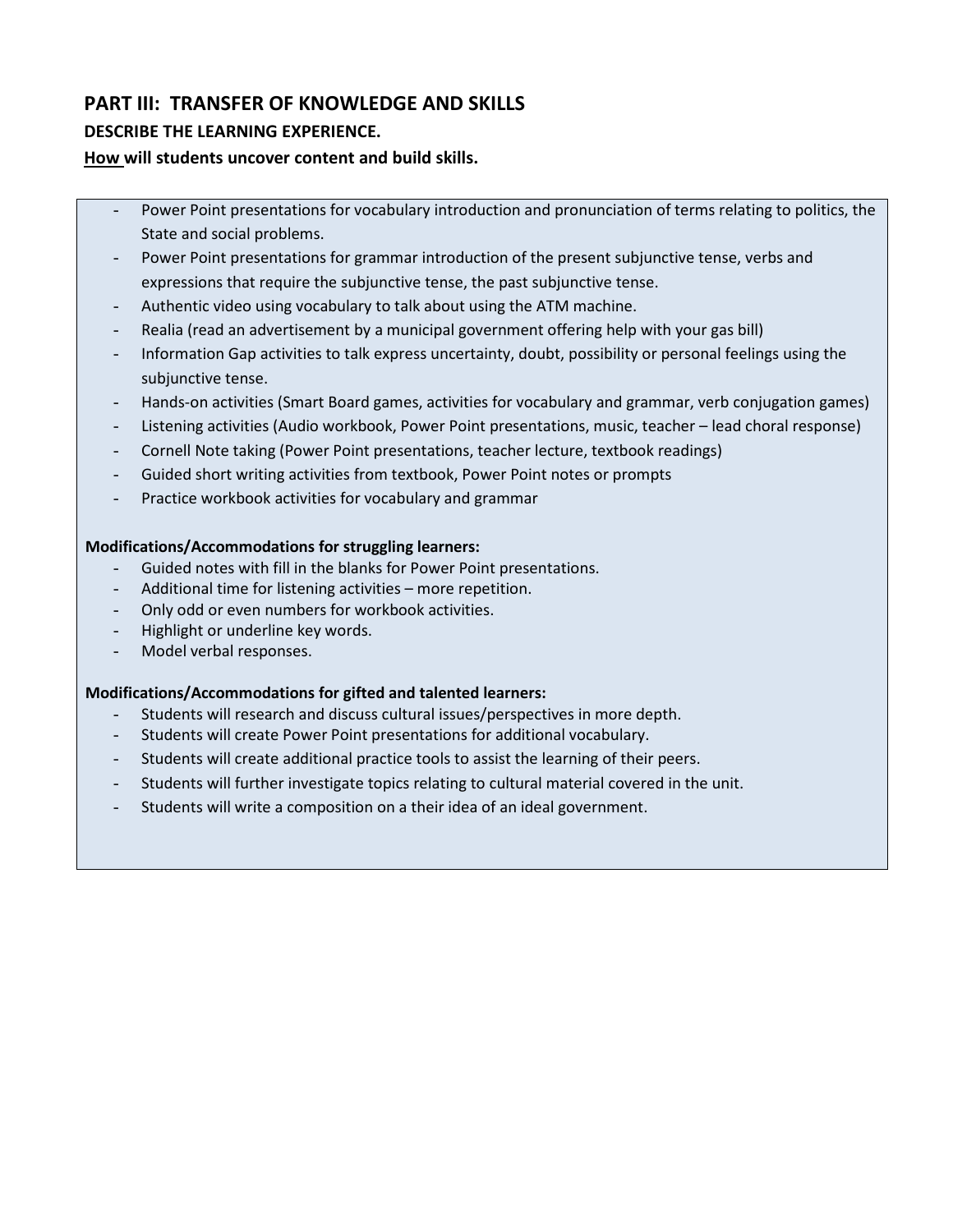## PART III: TRANSFER OF KNOWLEDGE AND SKILLS

**DESCRIBE THE LEARNING EXPERIENCE.**

**How will students uncover content and build skills.**

- Power Point presentations for vocabulary introduction and pronunciation of terms relating to politics, the State and social problems.
- Power Point presentations for grammar introduction of the present subjunctive tense, verbs and expressions that require the subjunctive tense, the past subjunctive tense.
- Authentic video using vocabulary to talk about using the ATM machine.
- Realia (read an advertisement by a municipal government offering help with your gas bill)
- Information Gap activities to talk express uncertainty, doubt, possibility or personal feelings using the subjunctive tense.
- Hands-on activities (Smart Board games, activities for vocabulary and grammar, verb conjugation games)
- Listening activities (Audio workbook, Power Point presentations, music, teacher – lead choral response)
- Cornell Note taking (Power Point presentations, teacher lecture, textbook readings)
- Guided short writing activities from textbook, Power Point notes or prompts
- Practice workbook activities for vocabulary and grammar

**Modifications/Accommodations for struggling learners:**

- Guided notes with fill in the blanks for Power Point presentations.
- Additional time for listening activities – more repetition.
- Only odd or even numbers for workbook activities.
- Highlight or underline key words.
- Model verbal responses.

**Modifications/Accommodations for gifted and talented learners:**

- Students will research and discuss cultural issues/perspectives in more depth.
- Students will create Power Point presentations for additional vocabulary.
- Students will create additional practice tools to assist the learning of their peers.
- Students will further investigate topics relating to cultural material covered in the unit.
- Students will write a composition on a their idea of an ideal government.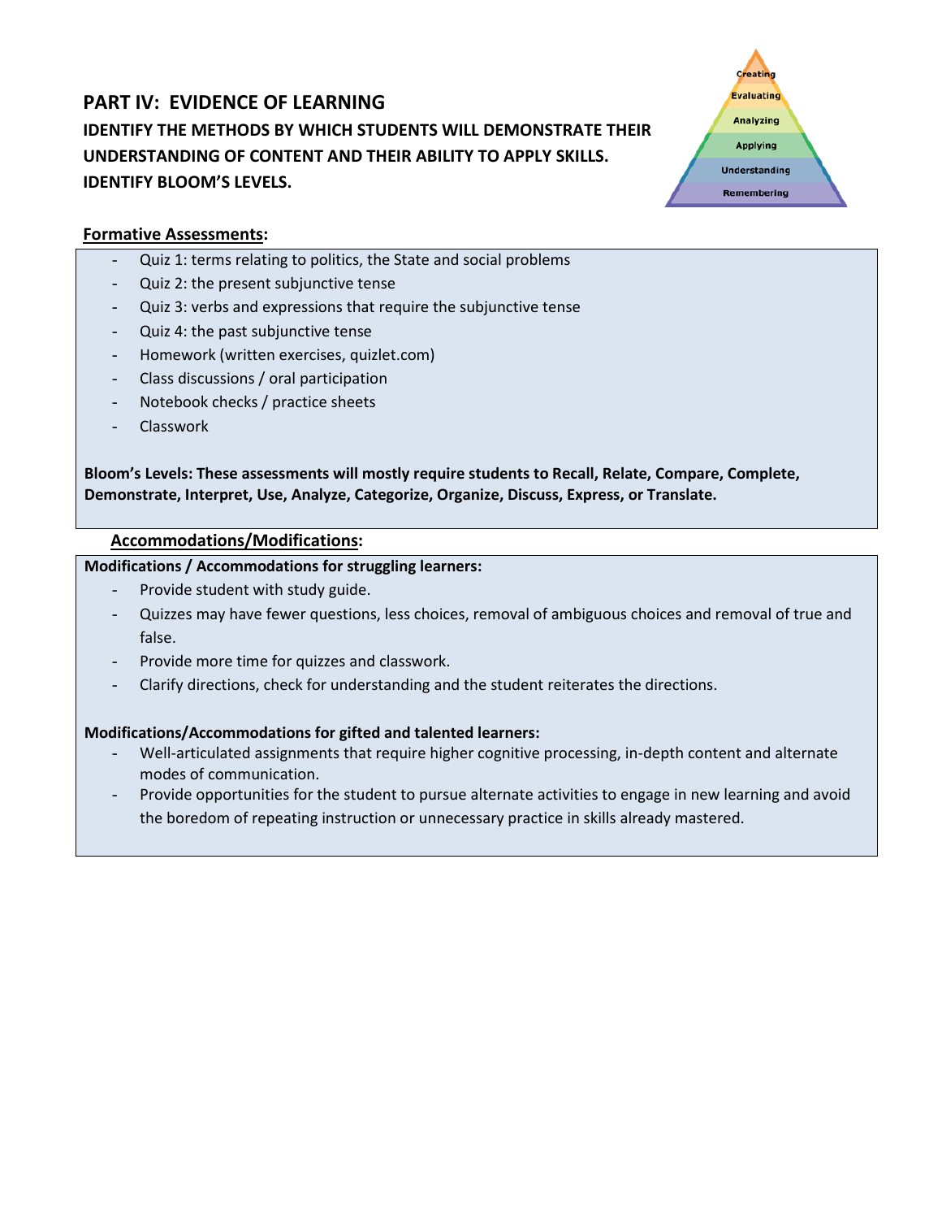## PART IV: EVIDENCE OF LEARNING

**IDENTIFY THE METHODS BY WHICH STUDENTS WILL DEMONSTRATE THEIR UNDERSTANDING OF CONTENT AND THEIR ABILITY TO APPLY SKILLS. IDENTIFY BLOOM'S LEVELS.**

**Formative Assessments:**

- Quiz 1: terms relating to politics, the State and social problems
- Quiz 2: the present subjunctive tense
- Quiz 3: verbs and expressions that require the subjunctive tense
- Quiz 4: the past subjunctive tense
- Homework (written exercises, quizlet.com)
- Class discussions / oral participation
- Notebook checks / practice sheets
- Classwork

**Bloom's Levels: These assessments will mostly require students to Recall, Relate, Compare, Complete, Demonstrate, Interpret, Use, Analyze, Categorize, Organize, Discuss, Express, or Translate.**

**Accommodations/Modifications:**

**Modifications / Accommodations for struggling learners:**

- Provide student with study guide.
- Quizzes may have fewer questions, less choices, removal of ambiguous choices and removal of true and false.
- Provide more time for quizzes and classwork.
- Clarify directions, check for understanding and the student reiterates the directions.

**Modifications/Accommodations for gifted and talented learners:**

- Well-articulated assignments that require higher cognitive processing, in-depth content and alternate modes of communication.
- Provide opportunities for the student to pursue alternate activities to engage in new learning and avoid the boredom of repeating instruction or unnecessary practice in skills already mastered.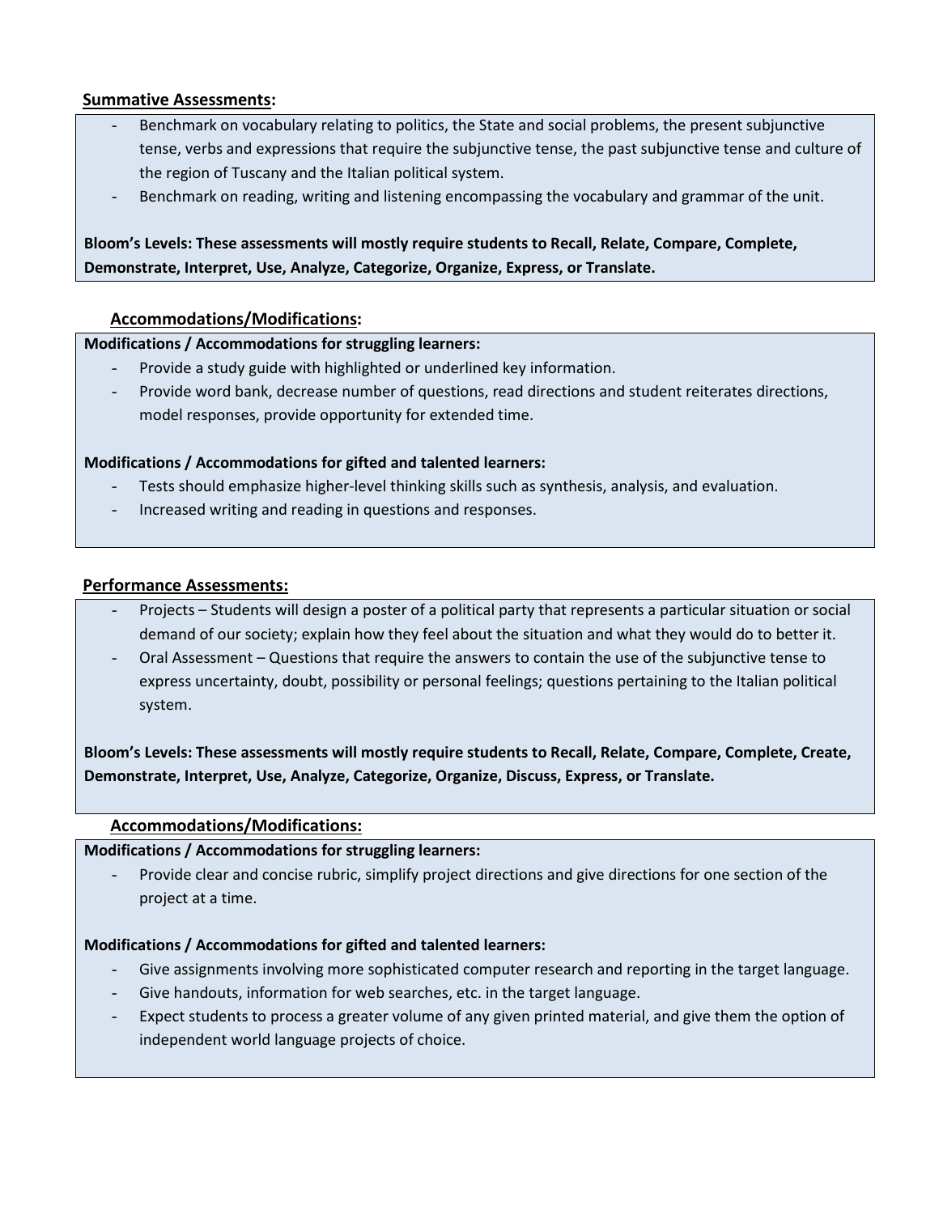## Summative Assessments:

- Benchmark on vocabulary relating to politics, the State and social problems, the present subjunctive tense, verbs and expressions that require the subjunctive tense, the past subjunctive tense and culture of the region of Tuscany and the Italian political system.
- Benchmark on reading, writing and listening encompassing the vocabulary and grammar of the unit.

**Bloom's Levels: These assessments will mostly require students to Recall, Relate, Compare, Complete, Demonstrate, Interpret, Use, Analyze, Categorize, Organize, Express, or Translate.**

### Accommodations/Modifications:

**Modifications / Accommodations for struggling learners:**

- Provide a study guide with highlighted or underlined key information.
- Provide word bank, decrease number of questions, read directions and student reiterates directions, model responses, provide opportunity for extended time.

**Modifications / Accommodations for gifted and talented learners:**

- Tests should emphasize higher-level thinking skills such as synthesis, analysis, and evaluation.
- Increased writing and reading in questions and responses.

## Performance Assessments:

- Projects – Students will design a poster of a political party that represents a particular situation or social demand of our society; explain how they feel about the situation and what they would do to better it.
- Oral Assessment – Questions that require the answers to contain the use of the subjunctive tense to express uncertainty, doubt, possibility or personal feelings; questions pertaining to the Italian political system.

**Bloom's Levels: These assessments will mostly require students to Recall, Relate, Compare, Complete, Create, Demonstrate, Interpret, Use, Analyze, Categorize, Organize, Discuss, Express, or Translate.**

### Accommodations/Modifications:

**Modifications / Accommodations for struggling learners:**

- Provide clear and concise rubric, simplify project directions and give directions for one section of the project at a time.

**Modifications / Accommodations for gifted and talented learners:**

- Give assignments involving more sophisticated computer research and reporting in the target language.
- Give handouts, information for web searches, etc. in the target language.
- Expect students to process a greater volume of any given printed material, and give them the option of independent world language projects of choice.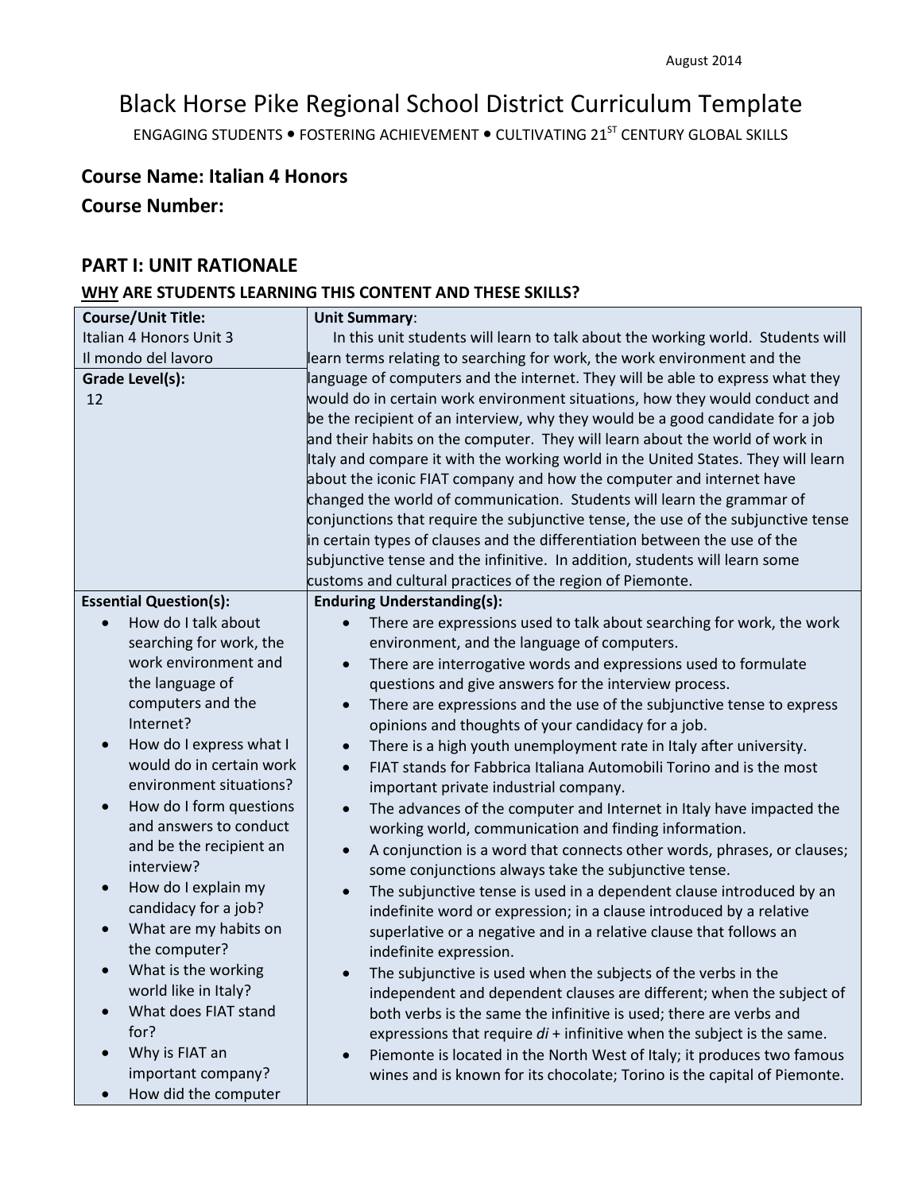August 2014

# Black Horse Pike Regional School District Curriculum Template

ENGAGING STUDENTS • FOSTERING ACHIEVEMENT • CULTIVATING 21ST CENTURY GLOBAL SKILLS

### Course Name: Italian 4 Honors
### Course Number:

## PART I: UNIT RATIONALE

### WHY ARE STUDENTS LEARNING THIS CONTENT AND THESE SKILLS?

| **Course/Unit Title:**<br>Italian 4 Honors Unit 3<br>Il mondo del lavoro<br><br>**Grade Level(s):**<br>12 | **Unit Summary**:<br>In this unit students will learn to talk about the working world. Students will learn terms relating to searching for work, the work environment and the language of computers and the internet. They will be able to express what they would do in certain work environment situations, how they would conduct and be the recipient of an interview, why they would be a good candidate for a job and their habits on the computer. They will learn about the world of work in Italy and compare it with the working world in the United States. They will learn about the iconic FIAT company and how the computer and internet have changed the world of communication. Students will learn the grammar of conjunctions that require the subjunctive tense, the use of the subjunctive tense in certain types of clauses and the differentiation between the use of the subjunctive tense and the infinitive. In addition, students will learn some customs and cultural practices of the region of Piemonte. |
|---|---|
| **Essential Question(s):**<br>• How do I talk about searching for work, the work environment and the language of computers and the Internet?<br>• How do I express what I would do in certain work environment situations?<br>• How do I form questions and answers to conduct and be the recipient an interview?<br>• How do I explain my candidacy for a job?<br>• What are my habits on the computer?<br>• What is the working world like in Italy?<br>• What does FIAT stand for?<br>• Why is FIAT an important company?<br>• How did the computer | **Enduring Understanding(s):**<br>• There are expressions used to talk about searching for work, the work environment, and the language of computers.<br>• There are interrogative words and expressions used to formulate questions and give answers for the interview process.<br>• There are expressions and the use of the subjunctive tense to express opinions and thoughts of your candidacy for a job.<br>• There is a high youth unemployment rate in Italy after university.<br>• FIAT stands for Fabbrica Italiana Automobili Torino and is the most important private industrial company.<br>• The advances of the computer and Internet in Italy have impacted the working world, communication and finding information.<br>• A conjunction is a word that connects other words, phrases, or clauses; some conjunctions always take the subjunctive tense.<br>• The subjunctive tense is used in a dependent clause introduced by an indefinite word or expression; in a clause introduced by a relative superlative or a negative and in a relative clause that follows an indefinite expression.<br>• The subjunctive is used when the subjects of the verbs in the independent and dependent clauses are different; when the subject of both verbs is the same the infinitive is used; there are verbs and expressions that require *di* + infinitive when the subject is the same.<br>• Piemonte is located in the North West of Italy; it produces two famous wines and is known for its chocolate; Torino is the capital of Piemonte. |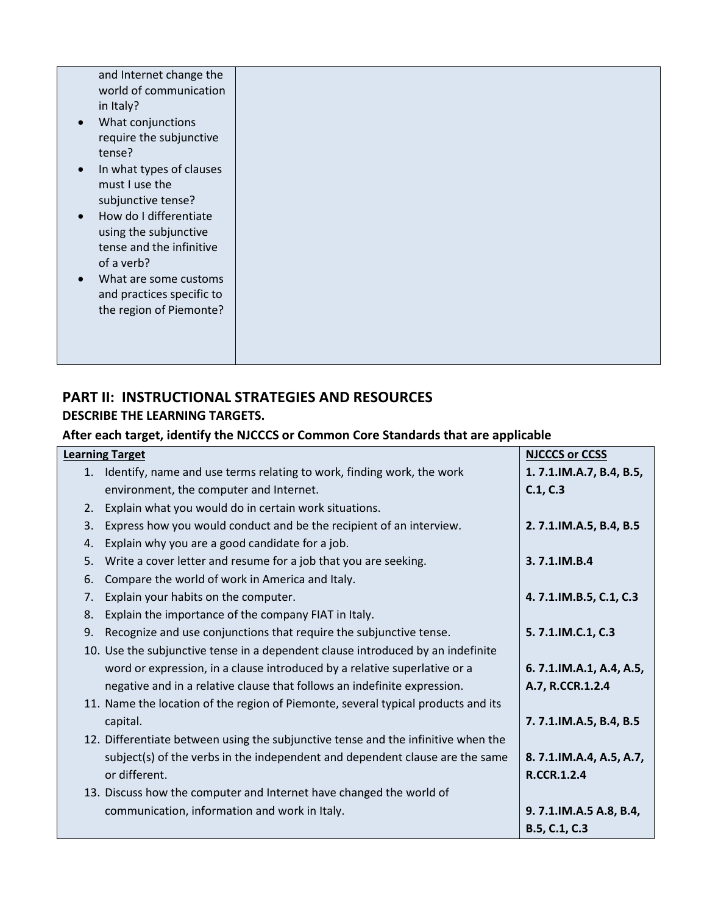| | |
|---|---|
| and Internet change the world of communication in Italy?<br>• What conjunctions require the subjunctive tense?<br>• In what types of clauses must I use the subjunctive tense?<br>• How do I differentiate using the subjunctive tense and the infinitive of a verb?<br>• What are some customs and practices specific to the region of Piemonte? | |

## PART II: INSTRUCTIONAL STRATEGIES AND RESOURCES

**DESCRIBE THE LEARNING TARGETS.**

**After each target, identify the NJCCCS or Common Core Standards that are applicable**

| Learning Target | NJCCCS or CCSS |
|---|---|
| 1. Identify, name and use terms relating to work, finding work, the work environment, the computer and Internet. | **1. 7.1.IM.A.7, B.4, B.5, C.1, C.3** |
| 2. Explain what you would do in certain work situations. | |
| 3. Express how you would conduct and be the recipient of an interview. | **2. 7.1.IM.A.5, B.4, B.5** |
| 4. Explain why you are a good candidate for a job. | |
| 5. Write a cover letter and resume for a job that you are seeking. | **3. 7.1.IM.B.4** |
| 6. Compare the world of work in America and Italy. | |
| 7. Explain your habits on the computer. | **4. 7.1.IM.B.5, C.1, C.3** |
| 8. Explain the importance of the company FIAT in Italy. | |
| 9. Recognize and use conjunctions that require the subjunctive tense. | **5. 7.1.IM.C.1, C.3** |
| 10. Use the subjunctive tense in a dependent clause introduced by an indefinite word or expression, in a clause introduced by a relative superlative or a negative and in a relative clause that follows an indefinite expression. | **6. 7.1.IM.A.1, A.4, A.5, A.7, R.CCR.1.2.4** |
| 11. Name the location of the region of Piemonte, several typical products and its capital. | **7. 7.1.IM.A.5, B.4, B.5** |
| 12. Differentiate between using the subjunctive tense and the infinitive when the subject(s) of the verbs in the independent and dependent clause are the same or different. | **8. 7.1.IM.A.4, A.5, A.7, R.CCR.1.2.4** |
| 13. Discuss how the computer and Internet have changed the world of communication, information and work in Italy. | **9. 7.1.IM.A.5 A.8, B.4, B.5, C.1, C.3** |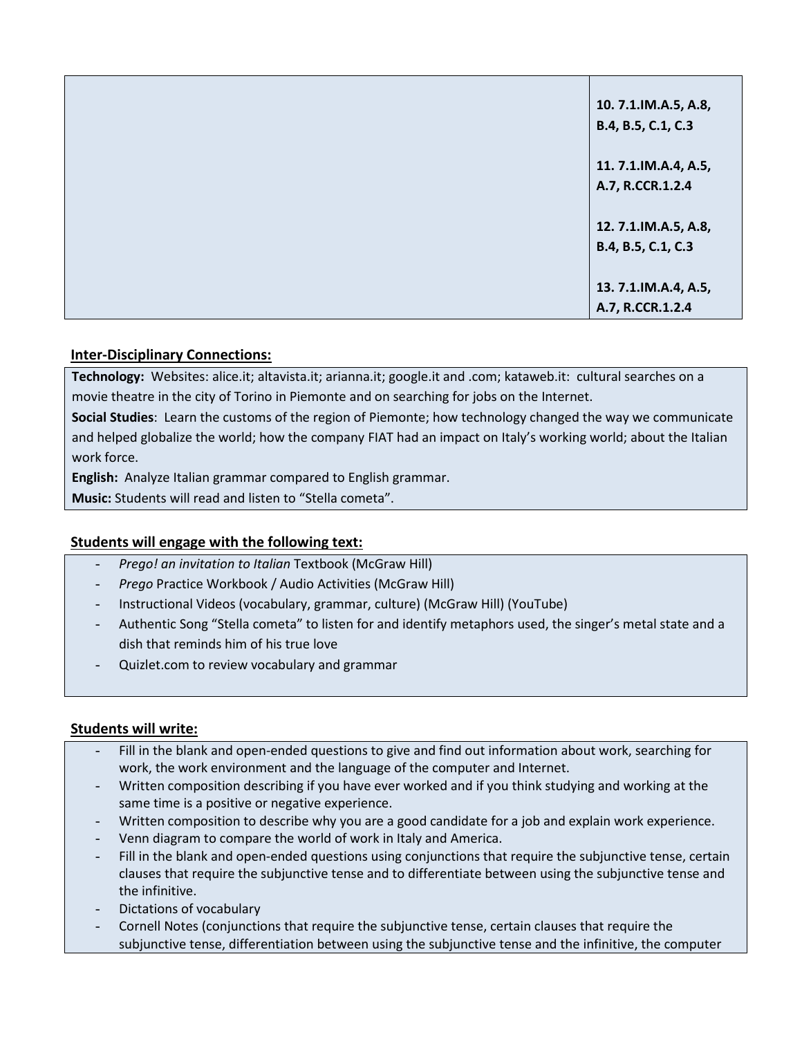| | |
|---|---|
| | **10. 7.1.IM.A.5, A.8, B.4, B.5, C.1, C.3**<br><br>**11. 7.1.IM.A.4, A.5, A.7, R.CCR.1.2.4**<br><br>**12. 7.1.IM.A.5, A.8, B.4, B.5, C.1, C.3**<br><br>**13. 7.1.IM.A.4, A.5, A.7, R.CCR.1.2.4** |

**Inter-Disciplinary Connections:**

**Technology:** Websites: alice.it; altavista.it; arianna.it; google.it and .com; kataweb.it: cultural searches on a movie theatre in the city of Torino in Piemonte and on searching for jobs on the Internet.

**Social Studies**: Learn the customs of the region of Piemonte; how technology changed the way we communicate and helped globalize the world; how the company FIAT had an impact on Italy's working world; about the Italian work force.

**English:** Analyze Italian grammar compared to English grammar.

**Music:** Students will read and listen to "Stella cometa".

**Students will engage with the following text:**

- *Prego! an invitation to Italian* Textbook (McGraw Hill)
- *Prego* Practice Workbook / Audio Activities (McGraw Hill)
- Instructional Videos (vocabulary, grammar, culture) (McGraw Hill) (YouTube)
- Authentic Song "Stella cometa" to listen for and identify metaphors used, the singer's metal state and a dish that reminds him of his true love
- Quizlet.com to review vocabulary and grammar

**Students will write:**

- Fill in the blank and open-ended questions to give and find out information about work, searching for work, the work environment and the language of the computer and Internet.
- Written composition describing if you have ever worked and if you think studying and working at the same time is a positive or negative experience.
- Written composition to describe why you are a good candidate for a job and explain work experience.
- Venn diagram to compare the world of work in Italy and America.
- Fill in the blank and open-ended questions using conjunctions that require the subjunctive tense, certain clauses that require the subjunctive tense and to differentiate between using the subjunctive tense and the infinitive.
- Dictations of vocabulary
- Cornell Notes (conjunctions that require the subjunctive tense, certain clauses that require the subjunctive tense, differentiation between using the subjunctive tense and the infinitive, the computer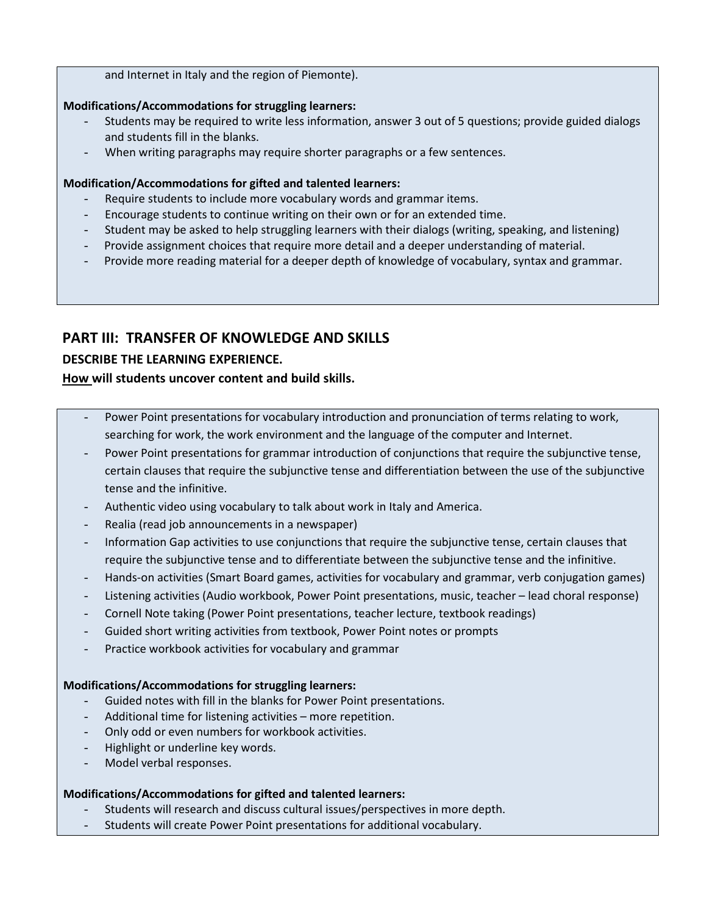and Internet in Italy and the region of Piemonte).

**Modifications/Accommodations for struggling learners:**

- Students may be required to write less information, answer 3 out of 5 questions; provide guided dialogs and students fill in the blanks.
- When writing paragraphs may require shorter paragraphs or a few sentences.

**Modification/Accommodations for gifted and talented learners:**

- Require students to include more vocabulary words and grammar items.
- Encourage students to continue writing on their own or for an extended time.
- Student may be asked to help struggling learners with their dialogs (writing, speaking, and listening)
- Provide assignment choices that require more detail and a deeper understanding of material.
- Provide more reading material for a deeper depth of knowledge of vocabulary, syntax and grammar.

## PART III: TRANSFER OF KNOWLEDGE AND SKILLS

### DESCRIBE THE LEARNING EXPERIENCE.

### How will students uncover content and build skills.

- Power Point presentations for vocabulary introduction and pronunciation of terms relating to work, searching for work, the work environment and the language of the computer and Internet.
- Power Point presentations for grammar introduction of conjunctions that require the subjunctive tense, certain clauses that require the subjunctive tense and differentiation between the use of the subjunctive tense and the infinitive.
- Authentic video using vocabulary to talk about work in Italy and America.
- Realia (read job announcements in a newspaper)
- Information Gap activities to use conjunctions that require the subjunctive tense, certain clauses that require the subjunctive tense and to differentiate between the subjunctive tense and the infinitive.
- Hands-on activities (Smart Board games, activities for vocabulary and grammar, verb conjugation games)
- Listening activities (Audio workbook, Power Point presentations, music, teacher – lead choral response)
- Cornell Note taking (Power Point presentations, teacher lecture, textbook readings)
- Guided short writing activities from textbook, Power Point notes or prompts
- Practice workbook activities for vocabulary and grammar

**Modifications/Accommodations for struggling learners:**

- Guided notes with fill in the blanks for Power Point presentations.
- Additional time for listening activities – more repetition.
- Only odd or even numbers for workbook activities.
- Highlight or underline key words.
- Model verbal responses.

**Modifications/Accommodations for gifted and talented learners:**

- Students will research and discuss cultural issues/perspectives in more depth.
- Students will create Power Point presentations for additional vocabulary.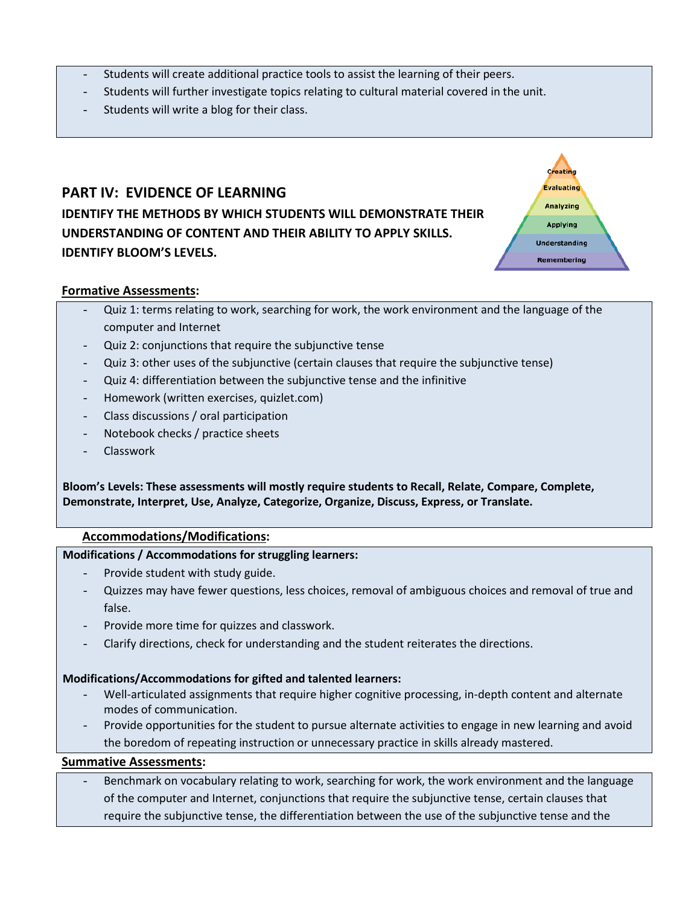- Students will create additional practice tools to assist the learning of their peers.
- Students will further investigate topics relating to cultural material covered in the unit.
- Students will write a blog for their class.

## PART IV: EVIDENCE OF LEARNING

**IDENTIFY THE METHODS BY WHICH STUDENTS WILL DEMONSTRATE THEIR UNDERSTANDING OF CONTENT AND THEIR ABILITY TO APPLY SKILLS. IDENTIFY BLOOM'S LEVELS.**

Creating
Evaluating
Analyzing
Applying
Understanding
Remembering

**Formative Assessments:**

- Quiz 1: terms relating to work, searching for work, the work environment and the language of the computer and Internet
- Quiz 2: conjunctions that require the subjunctive tense
- Quiz 3: other uses of the subjunctive (certain clauses that require the subjunctive tense)
- Quiz 4: differentiation between the subjunctive tense and the infinitive
- Homework (written exercises, quizlet.com)
- Class discussions / oral participation
- Notebook checks / practice sheets
- Classwork

**Bloom's Levels: These assessments will mostly require students to Recall, Relate, Compare, Complete, Demonstrate, Interpret, Use, Analyze, Categorize, Organize, Discuss, Express, or Translate.**

**Accommodations/Modifications:**

**Modifications / Accommodations for struggling learners:**

- Provide student with study guide.
- Quizzes may have fewer questions, less choices, removal of ambiguous choices and removal of true and false.
- Provide more time for quizzes and classwork.
- Clarify directions, check for understanding and the student reiterates the directions.

**Modifications/Accommodations for gifted and talented learners:**

- Well-articulated assignments that require higher cognitive processing, in-depth content and alternate modes of communication.
- Provide opportunities for the student to pursue alternate activities to engage in new learning and avoid the boredom of repeating instruction or unnecessary practice in skills already mastered.

**Summative Assessments:**

- Benchmark on vocabulary relating to work, searching for work, the work environment and the language of the computer and Internet, conjunctions that require the subjunctive tense, certain clauses that require the subjunctive tense, the differentiation between the use of the subjunctive tense and the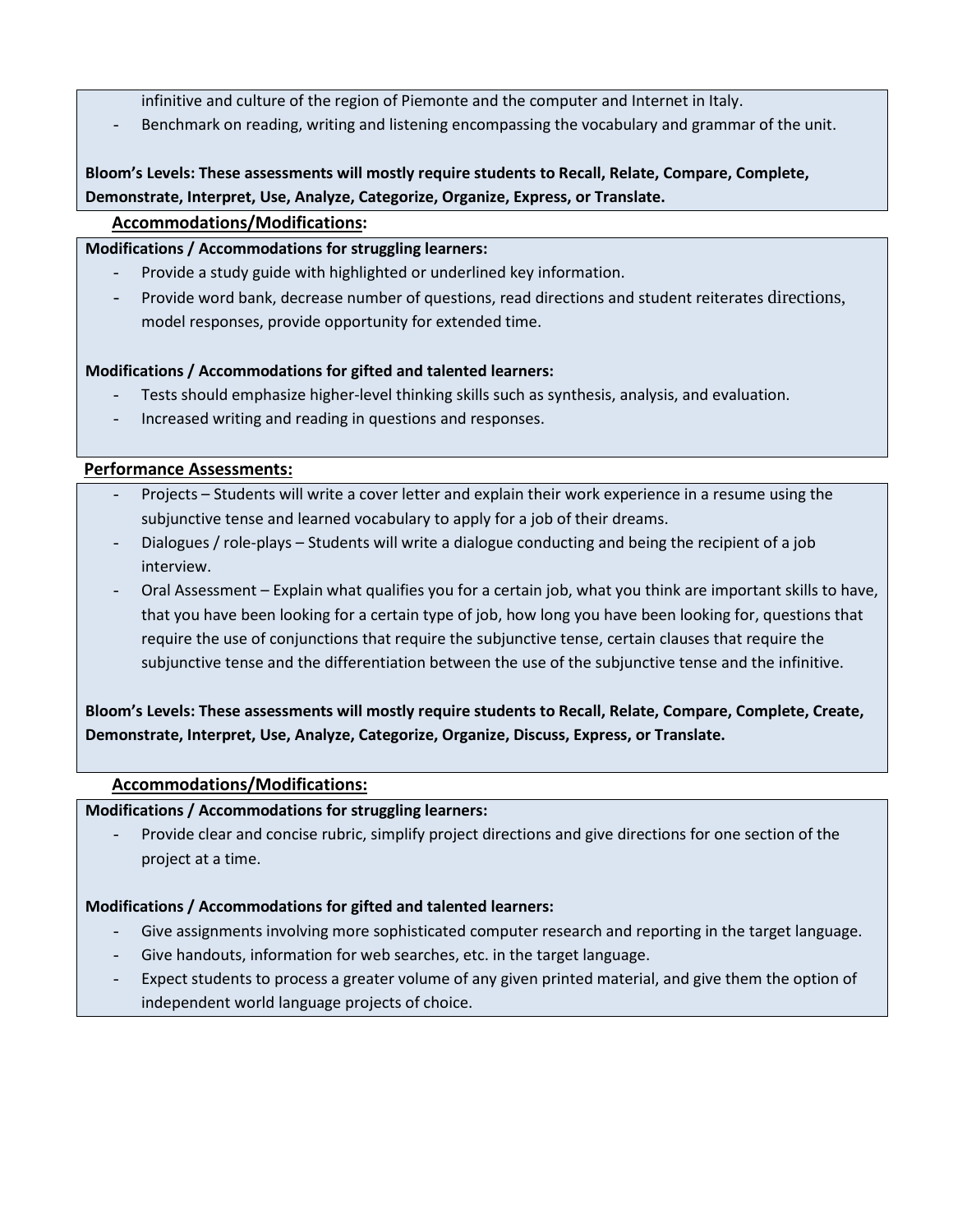infinitive and culture of the region of Piemonte and the computer and Internet in Italy.

- Benchmark on reading, writing and listening encompassing the vocabulary and grammar of the unit.

**Bloom's Levels: These assessments will mostly require students to Recall, Relate, Compare, Complete, Demonstrate, Interpret, Use, Analyze, Categorize, Organize, Express, or Translate.**

**Accommodations/Modifications:**

**Modifications / Accommodations for struggling learners:**

- Provide a study guide with highlighted or underlined key information.
- Provide word bank, decrease number of questions, read directions and student reiterates directions, model responses, provide opportunity for extended time.

**Modifications / Accommodations for gifted and talented learners:**

- Tests should emphasize higher-level thinking skills such as synthesis, analysis, and evaluation.
- Increased writing and reading in questions and responses.

**Performance Assessments:**

- Projects – Students will write a cover letter and explain their work experience in a resume using the subjunctive tense and learned vocabulary to apply for a job of their dreams.
- Dialogues / role-plays – Students will write a dialogue conducting and being the recipient of a job interview.
- Oral Assessment – Explain what qualifies you for a certain job, what you think are important skills to have, that you have been looking for a certain type of job, how long you have been looking for, questions that require the use of conjunctions that require the subjunctive tense, certain clauses that require the subjunctive tense and the differentiation between the use of the subjunctive tense and the infinitive.

**Bloom's Levels: These assessments will mostly require students to Recall, Relate, Compare, Complete, Create, Demonstrate, Interpret, Use, Analyze, Categorize, Organize, Discuss, Express, or Translate.**

**Accommodations/Modifications:**

**Modifications / Accommodations for struggling learners:**

- Provide clear and concise rubric, simplify project directions and give directions for one section of the project at a time.

**Modifications / Accommodations for gifted and talented learners:**

- Give assignments involving more sophisticated computer research and reporting in the target language.
- Give handouts, information for web searches, etc. in the target language.
- Expect students to process a greater volume of any given printed material, and give them the option of independent world language projects of choice.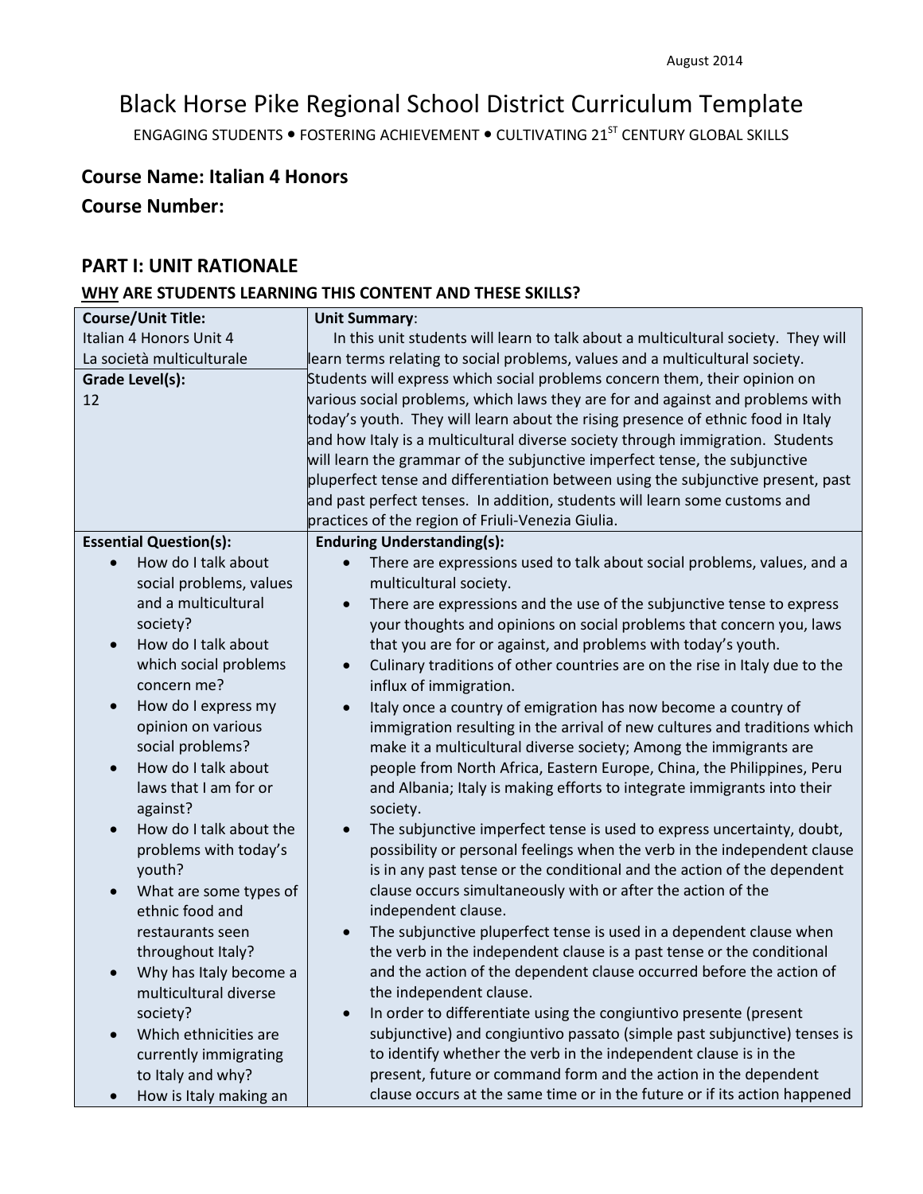August 2014

# Black Horse Pike Regional School District Curriculum Template

ENGAGING STUDENTS • FOSTERING ACHIEVEMENT • CULTIVATING 21ST CENTURY GLOBAL SKILLS

## Course Name: Italian 4 Honors
## Course Number:

## PART I: UNIT RATIONALE

### WHY ARE STUDENTS LEARNING THIS CONTENT AND THESE SKILLS?

| Course/Unit Title: | Unit Summary: |
|---|---|
| Italian 4 Honors Unit 4<br>La società multiculturale<br><br>**Grade Level(s):**<br>12 | In this unit students will learn to talk about a multicultural society. They will learn terms relating to social problems, values and a multicultural society. Students will express which social problems concern them, their opinion on various social problems, which laws they are for and against and problems with today's youth. They will learn about the rising presence of ethnic food in Italy and how Italy is a multicultural diverse society through immigration. Students will learn the grammar of the subjunctive imperfect tense, the subjunctive pluperfect tense and differentiation between using the subjunctive present, past and past perfect tenses. In addition, students will learn some customs and practices of the region of Friuli-Venezia Giulia. |
| **Essential Question(s):**<br>• How do I talk about social problems, values and a multicultural society?<br>• How do I talk about which social problems concern me?<br>• How do I express my opinion on various social problems?<br>• How do I talk about laws that I am for or against?<br>• How do I talk about the problems with today's youth?<br>• What are some types of ethnic food and restaurants seen throughout Italy?<br>• Why has Italy become a multicultural diverse society?<br>• Which ethnicities are currently immigrating to Italy and why?<br>• How is Italy making an | **Enduring Understanding(s):**<br>• There are expressions used to talk about social problems, values, and a multicultural society.<br>• There are expressions and the use of the subjunctive tense to express your thoughts and opinions on social problems that concern you, laws that you are for or against, and problems with today's youth.<br>• Culinary traditions of other countries are on the rise in Italy due to the influx of immigration.<br>• Italy once a country of emigration has now become a country of immigration resulting in the arrival of new cultures and traditions which make it a multicultural diverse society; Among the immigrants are people from North Africa, Eastern Europe, China, the Philippines, Peru and Albania; Italy is making efforts to integrate immigrants into their society.<br>• The subjunctive imperfect tense is used to express uncertainty, doubt, possibility or personal feelings when the verb in the independent clause is in any past tense or the conditional and the action of the dependent clause occurs simultaneously with or after the action of the independent clause.<br>• The subjunctive pluperfect tense is used in a dependent clause when the verb in the independent clause is a past tense or the conditional and the action of the dependent clause occurred before the action of the independent clause.<br>• In order to differentiate using the congiuntivo presente (present subjunctive) and congiuntivo passato (simple past subjunctive) tenses is to identify whether the verb in the independent clause is in the present, future or command form and the action in the dependent clause occurs at the same time or in the future or if its action happened |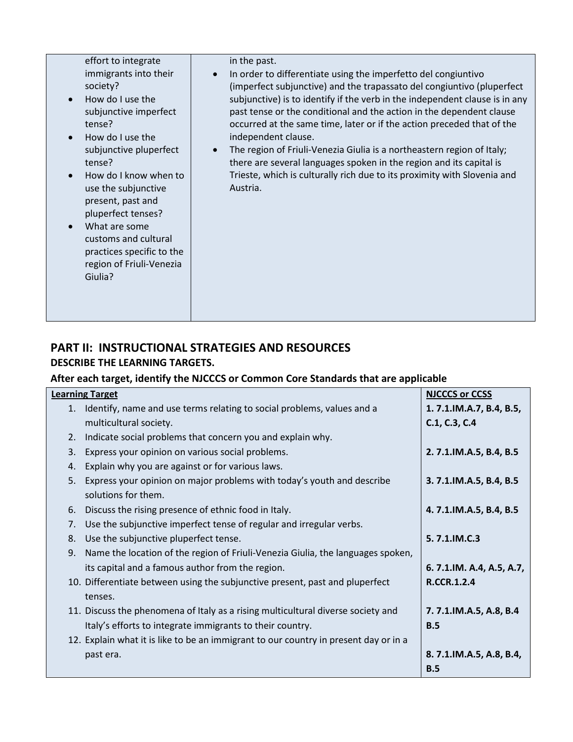| | |
|---|---|
| effort to integrate immigrants into their society?<br>• How do I use the subjunctive imperfect tense?<br>• How do I use the subjunctive pluperfect tense?<br>• How do I know when to use the subjunctive present, past and pluperfect tenses?<br>• What are some customs and cultural practices specific to the region of Friuli-Venezia Giulia? | in the past.<br>• In order to differentiate using the imperfetto del congiuntivo (imperfect subjunctive) and the trapassato del congiuntivo (pluperfect subjunctive) is to identify if the verb in the independent clause is in any past tense or the conditional and the action in the dependent clause occurred at the same time, later or if the action preceded that of the independent clause.<br>• The region of Friuli-Venezia Giulia is a northeastern region of Italy; there are several languages spoken in the region and its capital is Trieste, which is culturally rich due to its proximity with Slovenia and Austria. |

## PART II: INSTRUCTIONAL STRATEGIES AND RESOURCES

**DESCRIBE THE LEARNING TARGETS.**

**After each target, identify the NJCCCS or Common Core Standards that are applicable**

| Learning Target | NJCCCS or CCSS |
|---|---|
| 1. Identify, name and use terms relating to social problems, values and a multicultural society. | **1. 7.1.IM.A.7, B.4, B.5, C.1, C.3, C.4** |
| 2. Indicate social problems that concern you and explain why. | |
| 3. Express your opinion on various social problems. | **2. 7.1.IM.A.5, B.4, B.5** |
| 4. Explain why you are against or for various laws. | |
| 5. Express your opinion on major problems with today's youth and describe solutions for them. | **3. 7.1.IM.A.5, B.4, B.5** |
| 6. Discuss the rising presence of ethnic food in Italy. | **4. 7.1.IM.A.5, B.4, B.5** |
| 7. Use the subjunctive imperfect tense of regular and irregular verbs. | |
| 8. Use the subjunctive pluperfect tense. | **5. 7.1.IM.C.3** |
| 9. Name the location of the region of Friuli-Venezia Giulia, the languages spoken, its capital and a famous author from the region. | **6. 7.1.IM. A.4, A.5, A.7,** |
| 10. Differentiate between using the subjunctive present, past and pluperfect tenses. | **R.CCR.1.2.4** |
| 11. Discuss the phenomena of Italy as a rising multicultural diverse society and Italy's efforts to integrate immigrants to their country. | **7. 7.1.IM.A.5, A.8, B.4 B.5** |
| 12. Explain what it is like to be an immigrant to our country in present day or in a past era. | **8. 7.1.IM.A.5, A.8, B.4, B.5** |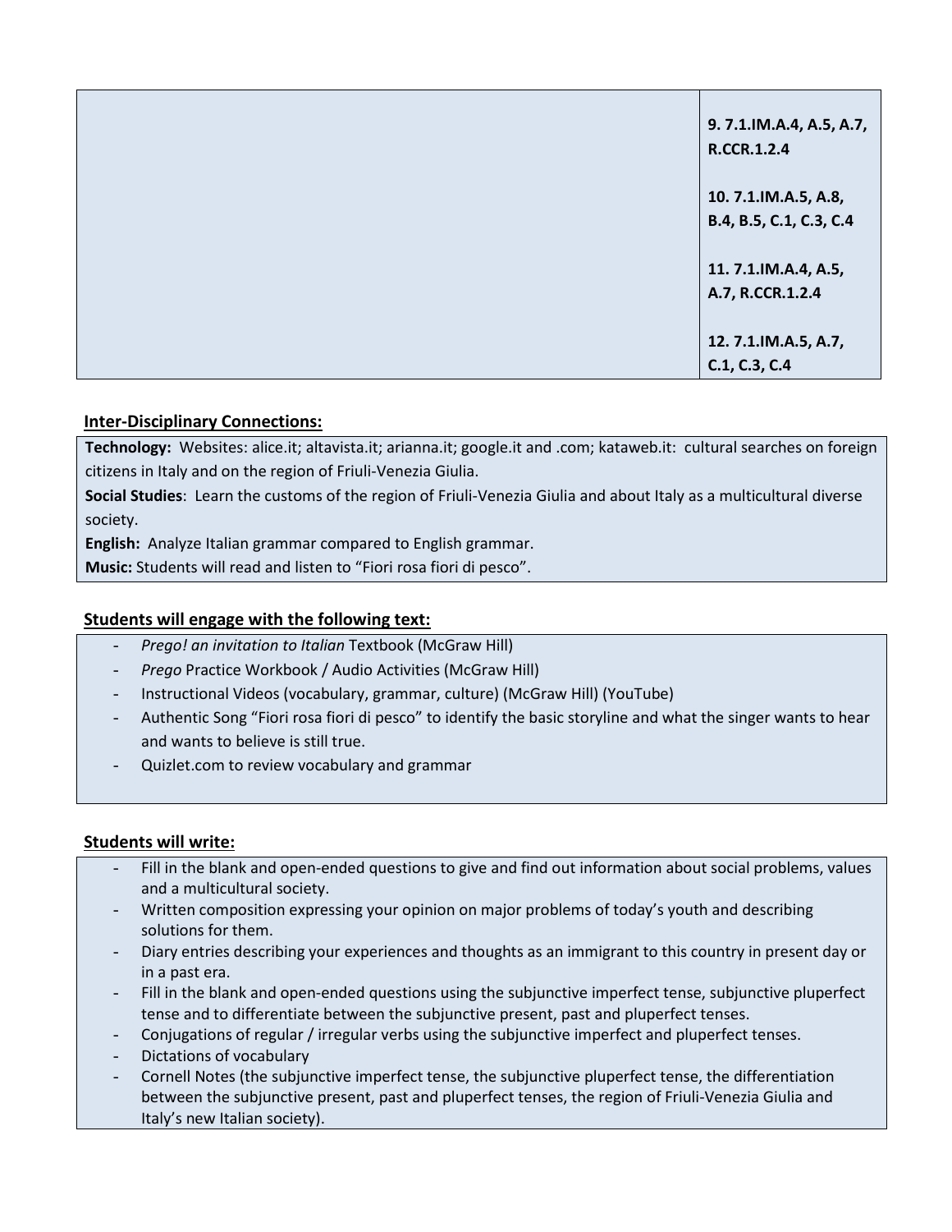| | |
|---|---|
| | **9. 7.1.IM.A.4, A.5, A.7, R.CCR.1.2.4**<br><br>**10. 7.1.IM.A.5, A.8, B.4, B.5, C.1, C.3, C.4**<br><br>**11. 7.1.IM.A.4, A.5, A.7, R.CCR.1.2.4**<br><br>**12. 7.1.IM.A.5, A.7, C.1, C.3, C.4** |

**Inter-Disciplinary Connections:**

**Technology:** Websites: alice.it; altavista.it; arianna.it; google.it and .com; kataweb.it: cultural searches on foreign citizens in Italy and on the region of Friuli-Venezia Giulia.

**Social Studies**: Learn the customs of the region of Friuli-Venezia Giulia and about Italy as a multicultural diverse society.

**English:** Analyze Italian grammar compared to English grammar.

**Music:** Students will read and listen to "Fiori rosa fiori di pesco".

**Students will engage with the following text:**

- *Prego! an invitation to Italian* Textbook (McGraw Hill)
- *Prego* Practice Workbook / Audio Activities (McGraw Hill)
- Instructional Videos (vocabulary, grammar, culture) (McGraw Hill) (YouTube)
- Authentic Song "Fiori rosa fiori di pesco" to identify the basic storyline and what the singer wants to hear and wants to believe is still true.
- Quizlet.com to review vocabulary and grammar

**Students will write:**

- Fill in the blank and open-ended questions to give and find out information about social problems, values and a multicultural society.
- Written composition expressing your opinion on major problems of today's youth and describing solutions for them.
- Diary entries describing your experiences and thoughts as an immigrant to this country in present day or in a past era.
- Fill in the blank and open-ended questions using the subjunctive imperfect tense, subjunctive pluperfect tense and to differentiate between the subjunctive present, past and pluperfect tenses.
- Conjugations of regular / irregular verbs using the subjunctive imperfect and pluperfect tenses.
- Dictations of vocabulary
- Cornell Notes (the subjunctive imperfect tense, the subjunctive pluperfect tense, the differentiation between the subjunctive present, past and pluperfect tenses, the region of Friuli-Venezia Giulia and Italy's new Italian society).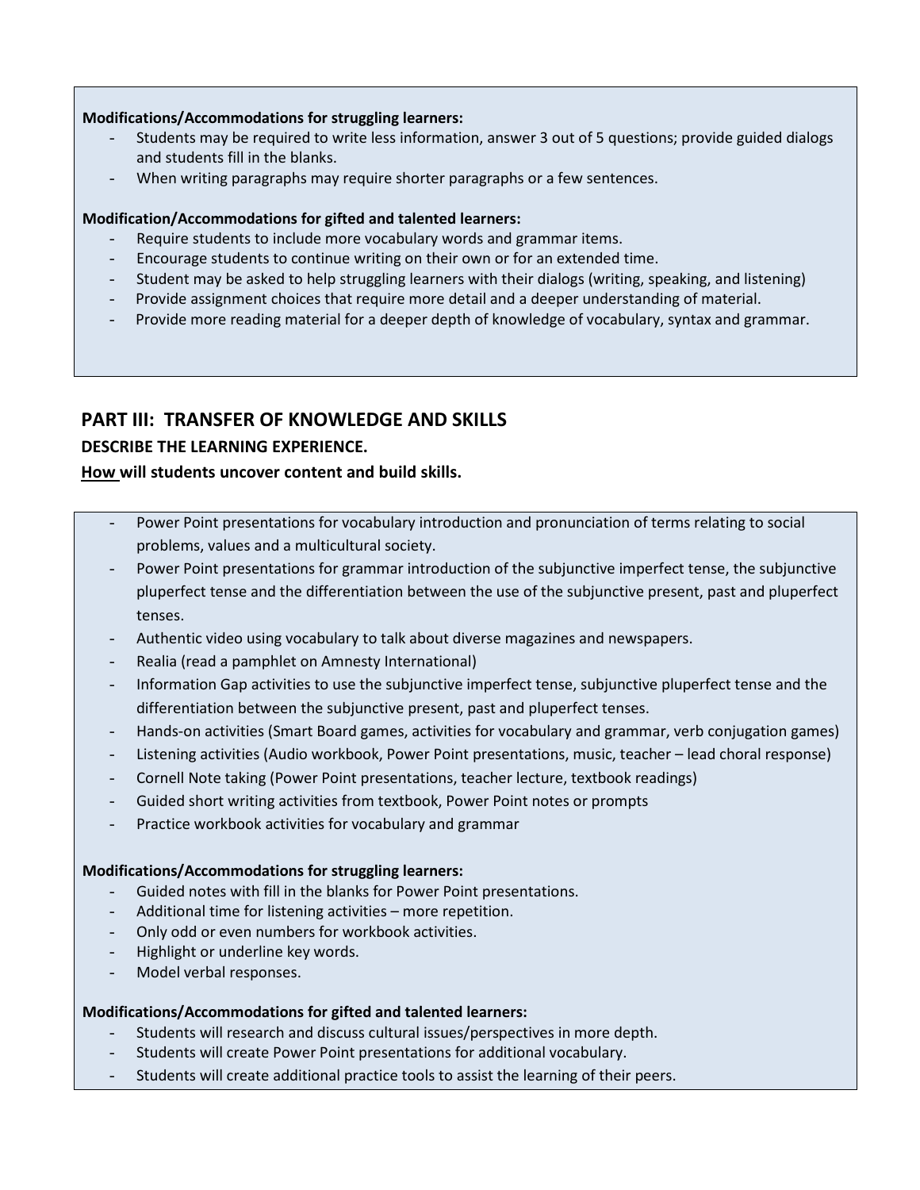**Modifications/Accommodations for struggling learners:**

- Students may be required to write less information, answer 3 out of 5 questions; provide guided dialogs and students fill in the blanks.
- When writing paragraphs may require shorter paragraphs or a few sentences.

**Modification/Accommodations for gifted and talented learners:**

- Require students to include more vocabulary words and grammar items.
- Encourage students to continue writing on their own or for an extended time.
- Student may be asked to help struggling learners with their dialogs (writing, speaking, and listening)
- Provide assignment choices that require more detail and a deeper understanding of material.
- Provide more reading material for a deeper depth of knowledge of vocabulary, syntax and grammar.

## PART III: TRANSFER OF KNOWLEDGE AND SKILLS

### DESCRIBE THE LEARNING EXPERIENCE.

### <u>How</u> will students uncover content and build skills.

- Power Point presentations for vocabulary introduction and pronunciation of terms relating to social problems, values and a multicultural society.
- Power Point presentations for grammar introduction of the subjunctive imperfect tense, the subjunctive pluperfect tense and the differentiation between the use of the subjunctive present, past and pluperfect tenses.
- Authentic video using vocabulary to talk about diverse magazines and newspapers.
- Realia (read a pamphlet on Amnesty International)
- Information Gap activities to use the subjunctive imperfect tense, subjunctive pluperfect tense and the differentiation between the subjunctive present, past and pluperfect tenses.
- Hands-on activities (Smart Board games, activities for vocabulary and grammar, verb conjugation games)
- Listening activities (Audio workbook, Power Point presentations, music, teacher – lead choral response)
- Cornell Note taking (Power Point presentations, teacher lecture, textbook readings)
- Guided short writing activities from textbook, Power Point notes or prompts
- Practice workbook activities for vocabulary and grammar

**Modifications/Accommodations for struggling learners:**

- Guided notes with fill in the blanks for Power Point presentations.
- Additional time for listening activities – more repetition.
- Only odd or even numbers for workbook activities.
- Highlight or underline key words.
- Model verbal responses.

**Modifications/Accommodations for gifted and talented learners:**

- Students will research and discuss cultural issues/perspectives in more depth.
- Students will create Power Point presentations for additional vocabulary.
- Students will create additional practice tools to assist the learning of their peers.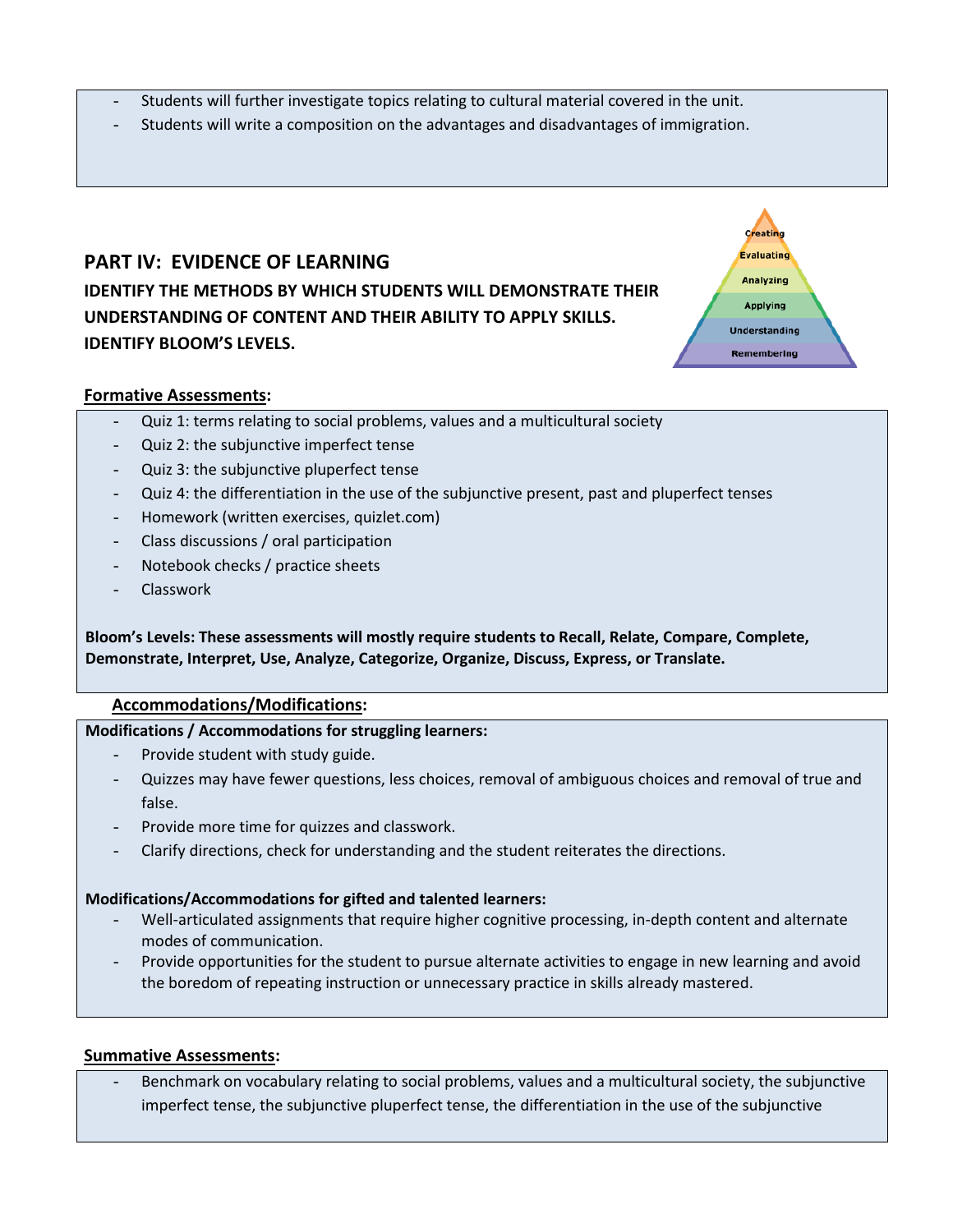- Students will further investigate topics relating to cultural material covered in the unit.
- Students will write a composition on the advantages and disadvantages of immigration.

## PART IV: EVIDENCE OF LEARNING

**IDENTIFY THE METHODS BY WHICH STUDENTS WILL DEMONSTRATE THEIR UNDERSTANDING OF CONTENT AND THEIR ABILITY TO APPLY SKILLS. IDENTIFY BLOOM'S LEVELS.**

Creating
Evaluating
Analyzing
Applying
Understanding
Remembering

**Formative Assessments:**

- Quiz 1: terms relating to social problems, values and a multicultural society
- Quiz 2: the subjunctive imperfect tense
- Quiz 3: the subjunctive pluperfect tense
- Quiz 4: the differentiation in the use of the subjunctive present, past and pluperfect tenses
- Homework (written exercises, quizlet.com)
- Class discussions / oral participation
- Notebook checks / practice sheets
- Classwork

**Bloom's Levels: These assessments will mostly require students to Recall, Relate, Compare, Complete, Demonstrate, Interpret, Use, Analyze, Categorize, Organize, Discuss, Express, or Translate.**

**Accommodations/Modifications:**

**Modifications / Accommodations for struggling learners:**

- Provide student with study guide.
- Quizzes may have fewer questions, less choices, removal of ambiguous choices and removal of true and false.
- Provide more time for quizzes and classwork.
- Clarify directions, check for understanding and the student reiterates the directions.

**Modifications/Accommodations for gifted and talented learners:**

- Well-articulated assignments that require higher cognitive processing, in-depth content and alternate modes of communication.
- Provide opportunities for the student to pursue alternate activities to engage in new learning and avoid the boredom of repeating instruction or unnecessary practice in skills already mastered.

**Summative Assessments:**

- Benchmark on vocabulary relating to social problems, values and a multicultural society, the subjunctive imperfect tense, the subjunctive pluperfect tense, the differentiation in the use of the subjunctive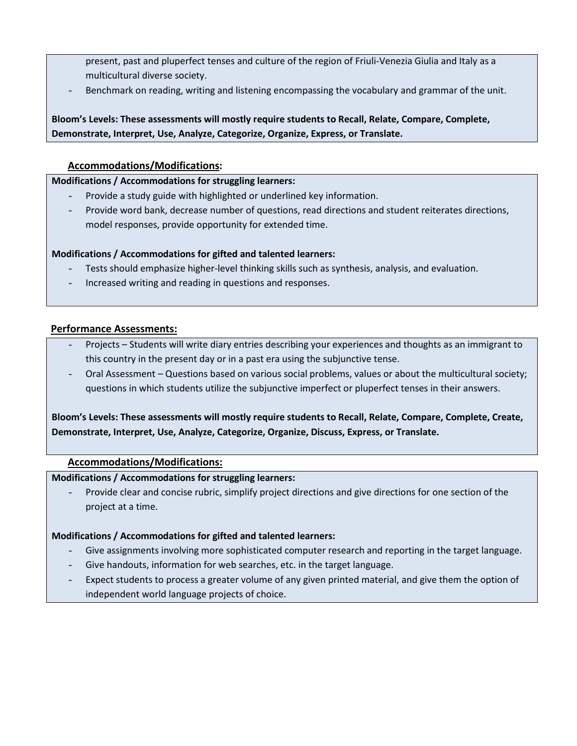- present, past and pluperfect tenses and culture of the region of Friuli-Venezia Giulia and Italy as a multicultural diverse society.
- Benchmark on reading, writing and listening encompassing the vocabulary and grammar of the unit.

**Bloom's Levels: These assessments will mostly require students to Recall, Relate, Compare, Complete, Demonstrate, Interpret, Use, Analyze, Categorize, Organize, Express, or Translate.**

**Accommodations/Modifications:**

**Modifications / Accommodations for struggling learners:**

- Provide a study guide with highlighted or underlined key information.
- Provide word bank, decrease number of questions, read directions and student reiterates directions, model responses, provide opportunity for extended time.

**Modifications / Accommodations for gifted and talented learners:**

- Tests should emphasize higher-level thinking skills such as synthesis, analysis, and evaluation.
- Increased writing and reading in questions and responses.

**Performance Assessments:**

- Projects – Students will write diary entries describing your experiences and thoughts as an immigrant to this country in the present day or in a past era using the subjunctive tense.
- Oral Assessment – Questions based on various social problems, values or about the multicultural society; questions in which students utilize the subjunctive imperfect or pluperfect tenses in their answers.

**Bloom's Levels: These assessments will mostly require students to Recall, Relate, Compare, Complete, Create, Demonstrate, Interpret, Use, Analyze, Categorize, Organize, Discuss, Express, or Translate.**

**Accommodations/Modifications:**

**Modifications / Accommodations for struggling learners:**

- Provide clear and concise rubric, simplify project directions and give directions for one section of the project at a time.

**Modifications / Accommodations for gifted and talented learners:**

- Give assignments involving more sophisticated computer research and reporting in the target language.
- Give handouts, information for web searches, etc. in the target language.
- Expect students to process a greater volume of any given printed material, and give them the option of independent world language projects of choice.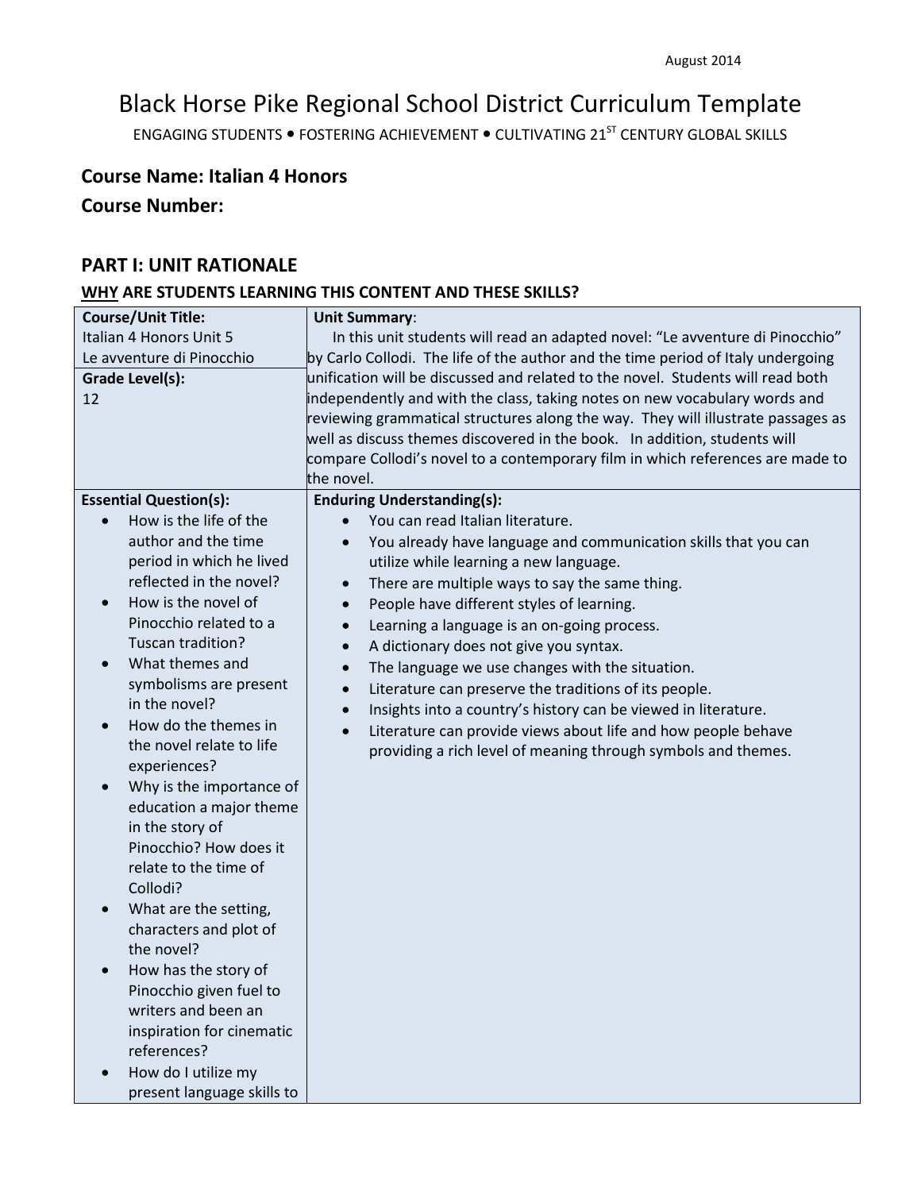August 2014

# Black Horse Pike Regional School District Curriculum Template

ENGAGING STUDENTS • FOSTERING ACHIEVEMENT • CULTIVATING 21ST CENTURY GLOBAL SKILLS

## Course Name: Italian 4 Honors

## Course Number:

## PART I: UNIT RATIONALE

### WHY ARE STUDENTS LEARNING THIS CONTENT AND THESE SKILLS?

| Course/Unit Title: Italian 4 Honors Unit 5 Le avventure di Pinocchio<br><br>**Grade Level(s):** 12 | **Unit Summary**: In this unit students will read an adapted novel: "Le avventure di Pinocchio" by Carlo Collodi. The life of the author and the time period of Italy undergoing unification will be discussed and related to the novel. Students will read both independently and with the class, taking notes on new vocabulary words and reviewing grammatical structures along the way. They will illustrate passages as well as discuss themes discovered in the book. In addition, students will compare Collodi's novel to a contemporary film in which references are made to the novel. |
|---|---|
| **Essential Question(s):**<br>• How is the life of the author and the time period in which he lived reflected in the novel?<br>• How is the novel of Pinocchio related to a Tuscan tradition?<br>• What themes and symbolisms are present in the novel?<br>• How do the themes in the novel relate to life experiences?<br>• Why is the importance of education a major theme in the story of Pinocchio? How does it relate to the time of Collodi?<br>• What are the setting, characters and plot of the novel?<br>• How has the story of Pinocchio given fuel to writers and been an inspiration for cinematic references?<br>• How do I utilize my present language skills to | **Enduring Understanding(s):**<br>• You can read Italian literature.<br>• You already have language and communication skills that you can utilize while learning a new language.<br>• There are multiple ways to say the same thing.<br>• People have different styles of learning.<br>• Learning a language is an on-going process.<br>• A dictionary does not give you syntax.<br>• The language we use changes with the situation.<br>• Literature can preserve the traditions of its people.<br>• Insights into a country's history can be viewed in literature.<br>• Literature can provide views about life and how people behave providing a rich level of meaning through symbols and themes. |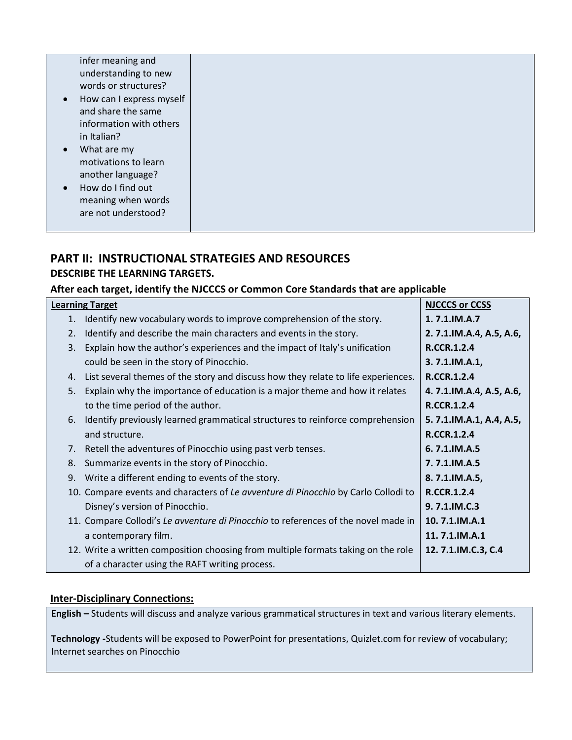| | |
|---|---|
| infer meaning and understanding to new words or structures?<br>• How can I express myself and share the same information with others in Italian?<br>• What are my motivations to learn another language?<br>• How do I find out meaning when words are not understood? | |

## PART II: INSTRUCTIONAL STRATEGIES AND RESOURCES

### DESCRIBE THE LEARNING TARGETS.

### After each target, identify the NJCCCS or Common Core Standards that are applicable

| Learning Target | NJCCCS or CCSS |
|---|---|
| 1. Identify new vocabulary words to improve comprehension of the story. | **1. 7.1.IM.A.7** |
| 2. Identify and describe the main characters and events in the story. | **2. 7.1.IM.A.4, A.5, A.6, R.CCR.1.2.4** |
| 3. Explain how the author's experiences and the impact of Italy's unification could be seen in the story of Pinocchio. | **3. 7.1.IM.A.1, R.CCR.1.2.4** |
| 4. List several themes of the story and discuss how they relate to life experiences. | **4. 7.1.IM.A.4, A.5, A.6, R.CCR.1.2.4** |
| 5. Explain why the importance of education is a major theme and how it relates to the time period of the author. | **5. 7.1.IM.A.1, A.4, A.5, R.CCR.1.2.4** |
| 6. Identify previously learned grammatical structures to reinforce comprehension and structure. | **6. 7.1.IM.A.5** |
| 7. Retell the adventures of Pinocchio using past verb tenses. | **7. 7.1.IM.A.5** |
| 8. Summarize events in the story of Pinocchio. | **8. 7.1.IM.A.5, R.CCR.1.2.4** |
| 9. Write a different ending to events of the story. | **9. 7.1.IM.C.3** |
| 10. Compare events and characters of *Le avventure di Pinocchio* by Carlo Collodi to Disney's version of Pinocchio. | **10. 7.1.IM.A.1** |
| 11. Compare Collodi's *Le avventure di Pinocchio* to references of the novel made in a contemporary film. | **11. 7.1.IM.A.1** |
| 12. Write a written composition choosing from multiple formats taking on the role of a character using the RAFT writing process. | **12. 7.1.IM.C.3, C.4** |

**Inter-Disciplinary Connections:**

**English –** Students will discuss and analyze various grammatical structures in text and various literary elements.

**Technology -**Students will be exposed to PowerPoint for presentations, Quizlet.com for review of vocabulary; Internet searches on Pinocchio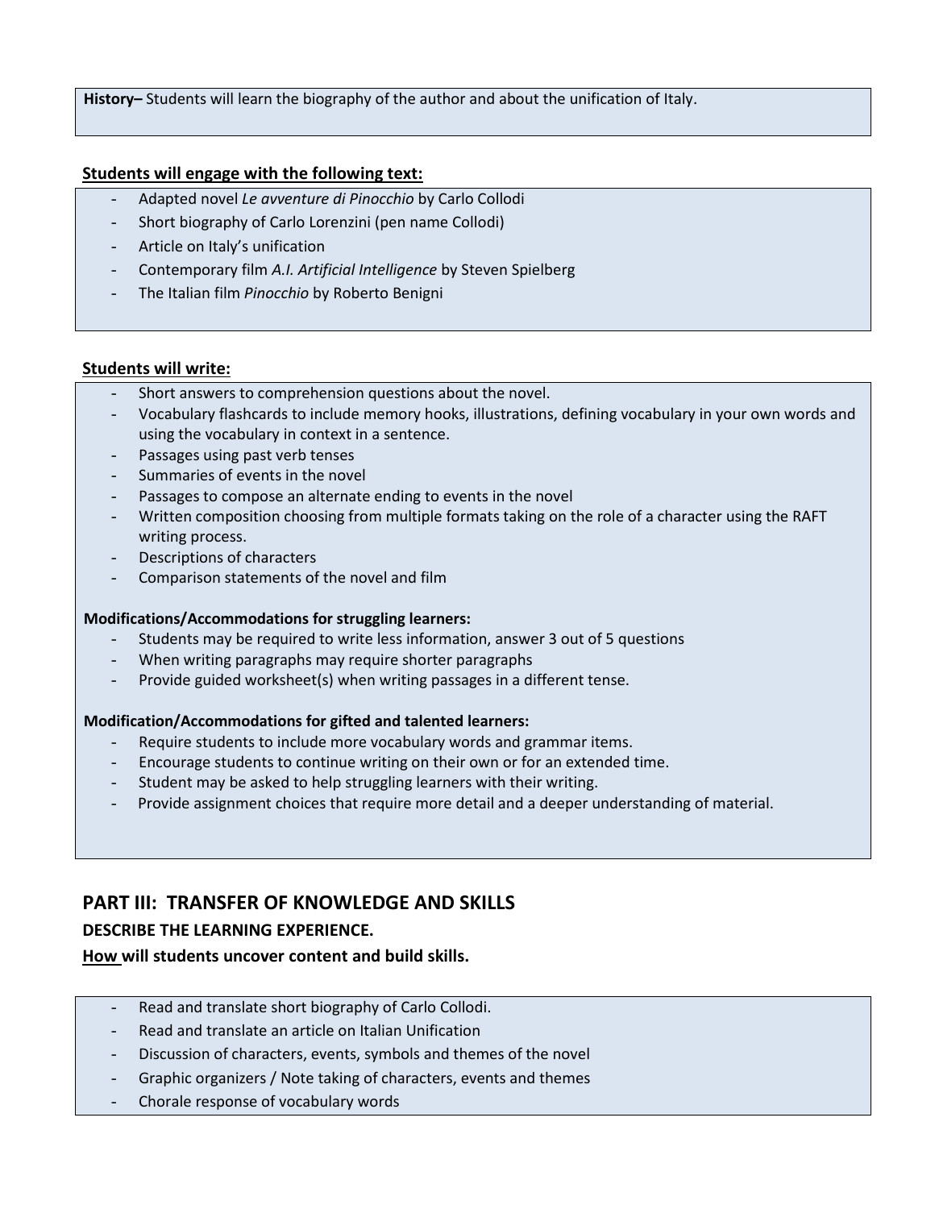**History–** Students will learn the biography of the author and about the unification of Italy.

**Students will engage with the following text:**

- Adapted novel *Le avventure di Pinocchio* by Carlo Collodi
- Short biography of Carlo Lorenzini (pen name Collodi)
- Article on Italy's unification
- Contemporary film *A.I. Artificial Intelligence* by Steven Spielberg
- The Italian film *Pinocchio* by Roberto Benigni

**Students will write:**

- Short answers to comprehension questions about the novel.
- Vocabulary flashcards to include memory hooks, illustrations, defining vocabulary in your own words and using the vocabulary in context in a sentence.
- Passages using past verb tenses
- Summaries of events in the novel
- Passages to compose an alternate ending to events in the novel
- Written composition choosing from multiple formats taking on the role of a character using the RAFT writing process.
- Descriptions of characters
- Comparison statements of the novel and film

**Modifications/Accommodations for struggling learners:**

- Students may be required to write less information, answer 3 out of 5 questions
- When writing paragraphs may require shorter paragraphs
- Provide guided worksheet(s) when writing passages in a different tense.

**Modification/Accommodations for gifted and talented learners:**

- Require students to include more vocabulary words and grammar items.
- Encourage students to continue writing on their own or for an extended time.
- Student may be asked to help struggling learners with their writing.
- Provide assignment choices that require more detail and a deeper understanding of material.

## PART III: TRANSFER OF KNOWLEDGE AND SKILLS

### DESCRIBE THE LEARNING EXPERIENCE.

**How will students uncover content and build skills.**

- Read and translate short biography of Carlo Collodi.
- Read and translate an article on Italian Unification
- Discussion of characters, events, symbols and themes of the novel
- Graphic organizers / Note taking of characters, events and themes
- Chorale response of vocabulary words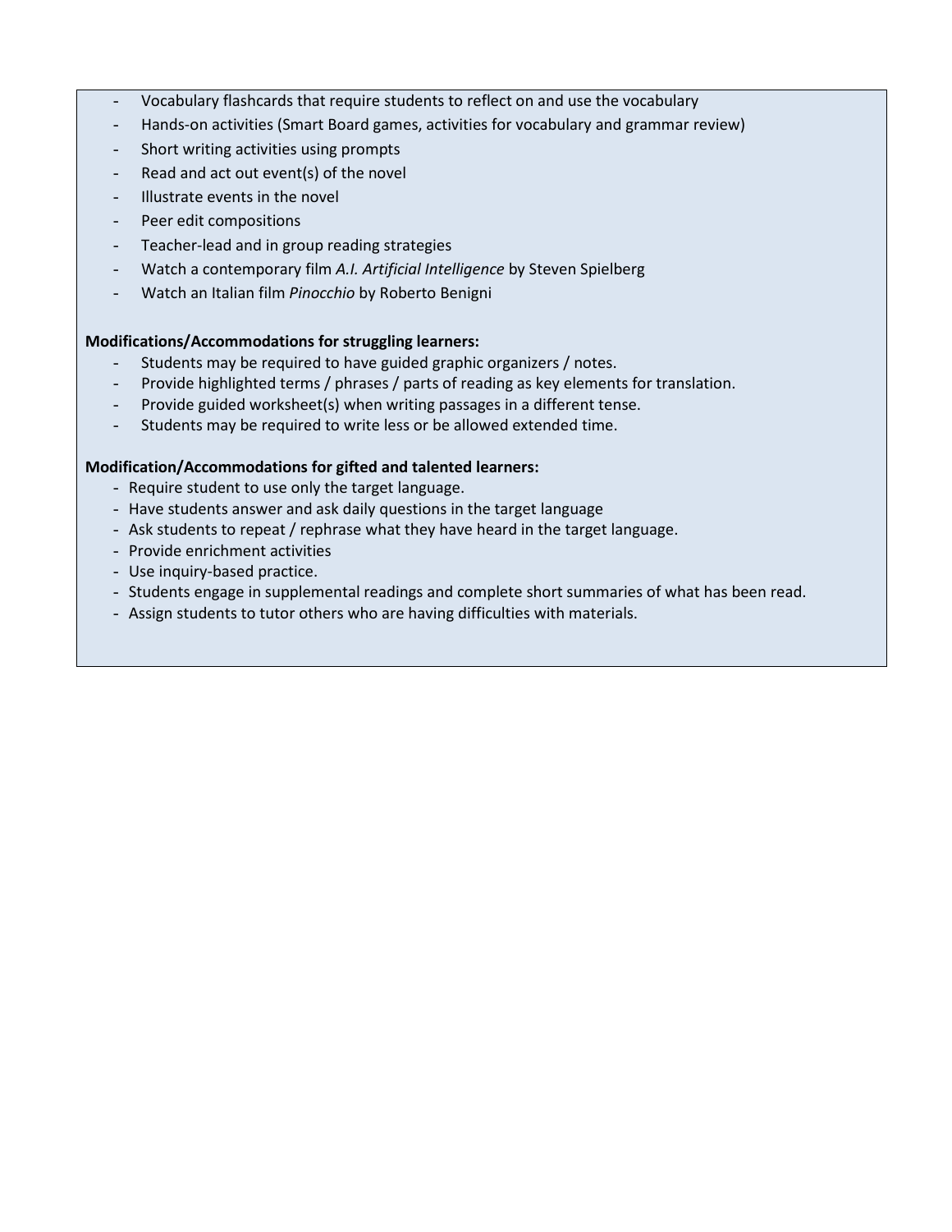- Vocabulary flashcards that require students to reflect on and use the vocabulary
- Hands-on activities (Smart Board games, activities for vocabulary and grammar review)
- Short writing activities using prompts
- Read and act out event(s) of the novel
- Illustrate events in the novel
- Peer edit compositions
- Teacher-lead and in group reading strategies
- Watch a contemporary film *A.I. Artificial Intelligence* by Steven Spielberg
- Watch an Italian film *Pinocchio* by Roberto Benigni

**Modifications/Accommodations for struggling learners:**

- Students may be required to have guided graphic organizers / notes.
- Provide highlighted terms / phrases / parts of reading as key elements for translation.
- Provide guided worksheet(s) when writing passages in a different tense.
- Students may be required to write less or be allowed extended time.

**Modification/Accommodations for gifted and talented learners:**

- Require student to use only the target language.
- Have students answer and ask daily questions in the target language
- Ask students to repeat / rephrase what they have heard in the target language.
- Provide enrichment activities
- Use inquiry-based practice.
- Students engage in supplemental readings and complete short summaries of what has been read.
- Assign students to tutor others who are having difficulties with materials.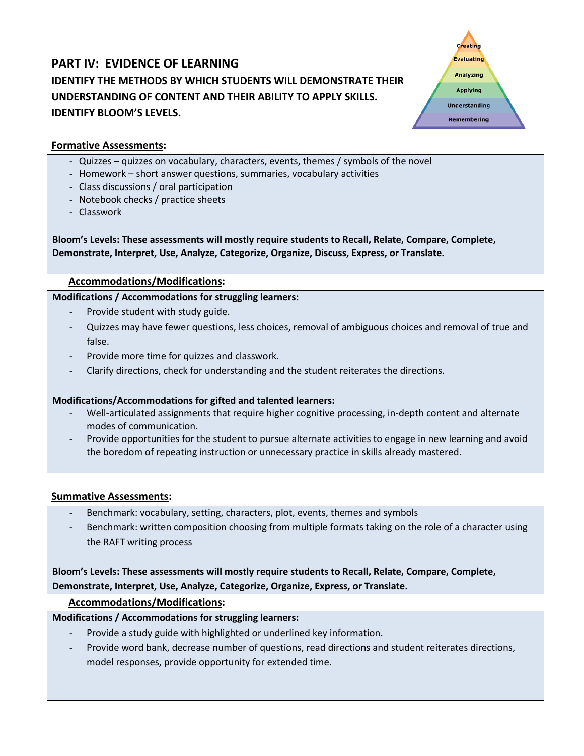## PART IV: EVIDENCE OF LEARNING

**IDENTIFY THE METHODS BY WHICH STUDENTS WILL DEMONSTRATE THEIR UNDERSTANDING OF CONTENT AND THEIR ABILITY TO APPLY SKILLS. IDENTIFY BLOOM'S LEVELS.**

Creating
Evaluating
Analyzing
Applying
Understanding
Remembering

### Formative Assessments:

- Quizzes – quizzes on vocabulary, characters, events, themes / symbols of the novel
- Homework – short answer questions, summaries, vocabulary activities
- Class discussions / oral participation
- Notebook checks / practice sheets
- Classwork

**Bloom's Levels: These assessments will mostly require students to Recall, Relate, Compare, Complete, Demonstrate, Interpret, Use, Analyze, Categorize, Organize, Discuss, Express, or Translate.**

#### Accommodations/Modifications:

**Modifications / Accommodations for struggling learners:**

- Provide student with study guide.
- Quizzes may have fewer questions, less choices, removal of ambiguous choices and removal of true and false.
- Provide more time for quizzes and classwork.
- Clarify directions, check for understanding and the student reiterates the directions.

**Modifications/Accommodations for gifted and talented learners:**

- Well-articulated assignments that require higher cognitive processing, in-depth content and alternate modes of communication.
- Provide opportunities for the student to pursue alternate activities to engage in new learning and avoid the boredom of repeating instruction or unnecessary practice in skills already mastered.

### Summative Assessments:

- Benchmark: vocabulary, setting, characters, plot, events, themes and symbols
- Benchmark: written composition choosing from multiple formats taking on the role of a character using the RAFT writing process

**Bloom's Levels: These assessments will mostly require students to Recall, Relate, Compare, Complete, Demonstrate, Interpret, Use, Analyze, Categorize, Organize, Express, or Translate.**

#### Accommodations/Modifications:

**Modifications / Accommodations for struggling learners:**

- Provide a study guide with highlighted or underlined key information.
- Provide word bank, decrease number of questions, read directions and student reiterates directions, model responses, provide opportunity for extended time.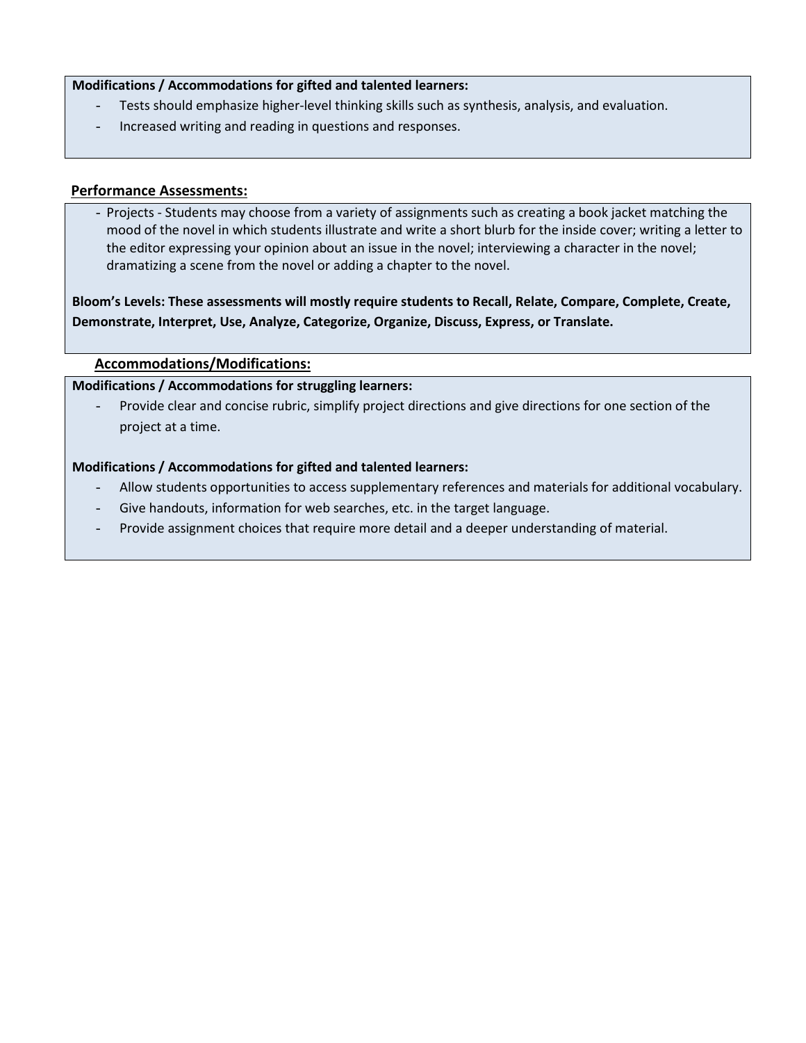**Modifications / Accommodations for gifted and talented learners:**

- Tests should emphasize higher-level thinking skills such as synthesis, analysis, and evaluation.
- Increased writing and reading in questions and responses.

## Performance Assessments:

- Projects - Students may choose from a variety of assignments such as creating a book jacket matching the mood of the novel in which students illustrate and write a short blurb for the inside cover; writing a letter to the editor expressing your opinion about an issue in the novel; interviewing a character in the novel; dramatizing a scene from the novel or adding a chapter to the novel.

**Bloom's Levels: These assessments will mostly require students to Recall, Relate, Compare, Complete, Create, Demonstrate, Interpret, Use, Analyze, Categorize, Organize, Discuss, Express, or Translate.**

## Accommodations/Modifications:

**Modifications / Accommodations for struggling learners:**

- Provide clear and concise rubric, simplify project directions and give directions for one section of the project at a time.

**Modifications / Accommodations for gifted and talented learners:**

- Allow students opportunities to access supplementary references and materials for additional vocabulary.
- Give handouts, information for web searches, etc. in the target language.
- Provide assignment choices that require more detail and a deeper understanding of material.